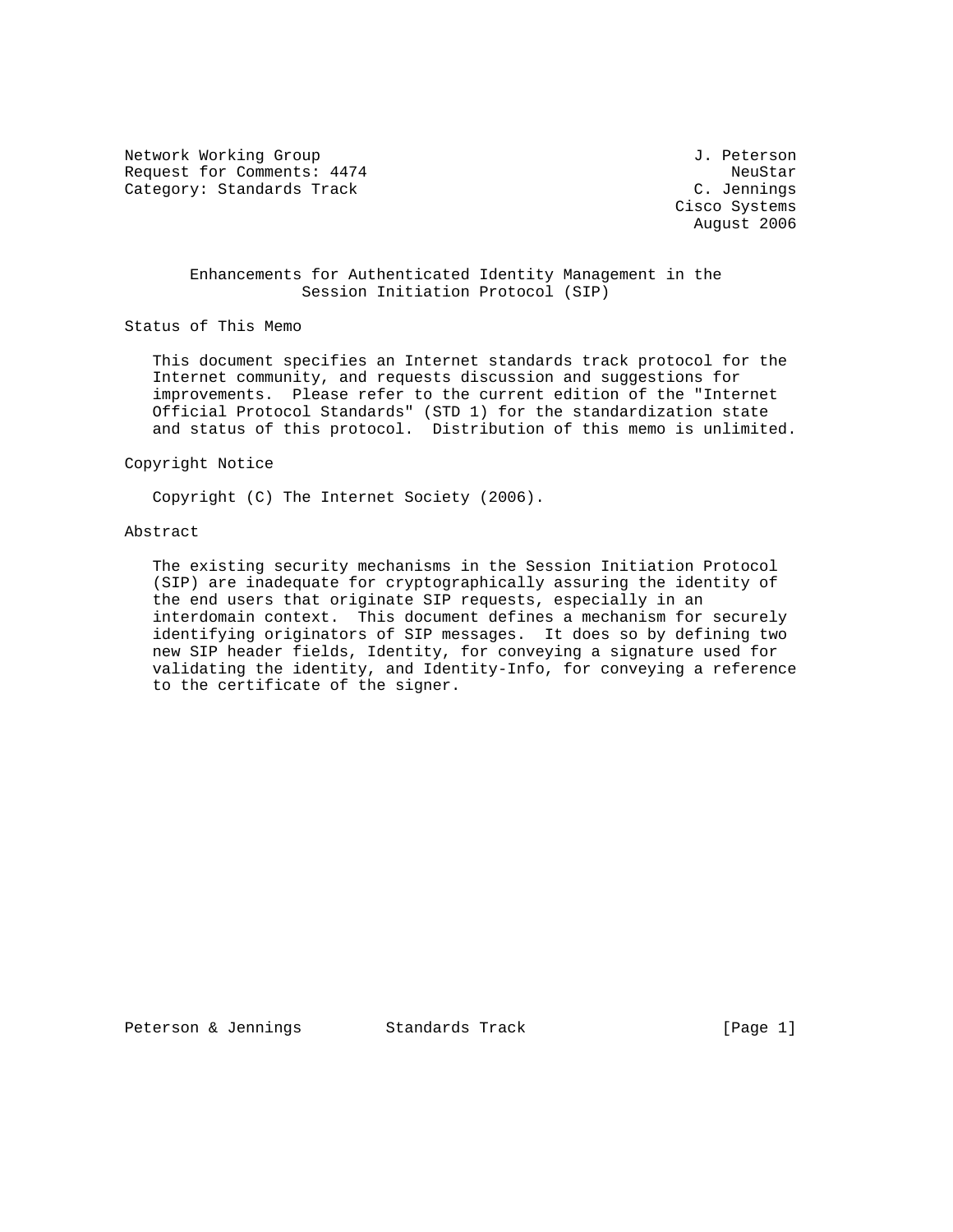Network Working Group J. Peterson
Request for Comments: 4474 NeuStar
Category: Standards Track C. Jennings
Cisco Systems
August 2006

# Enhancements for Authenticated Identity Management in the Session Initiation Protocol (SIP)

## Status of This Memo

This document specifies an Internet standards track protocol for the Internet community, and requests discussion and suggestions for improvements. Please refer to the current edition of the "Internet Official Protocol Standards" (STD 1) for the standardization state and status of this protocol. Distribution of this memo is unlimited.

## Copyright Notice

Copyright (C) The Internet Society (2006).

## Abstract

The existing security mechanisms in the Session Initiation Protocol (SIP) are inadequate for cryptographically assuring the identity of the end users that originate SIP requests, especially in an interdomain context. This document defines a mechanism for securely identifying originators of SIP messages. It does so by defining two new SIP header fields, Identity, for conveying a signature used for validating the identity, and Identity-Info, for conveying a reference to the certificate of the signer.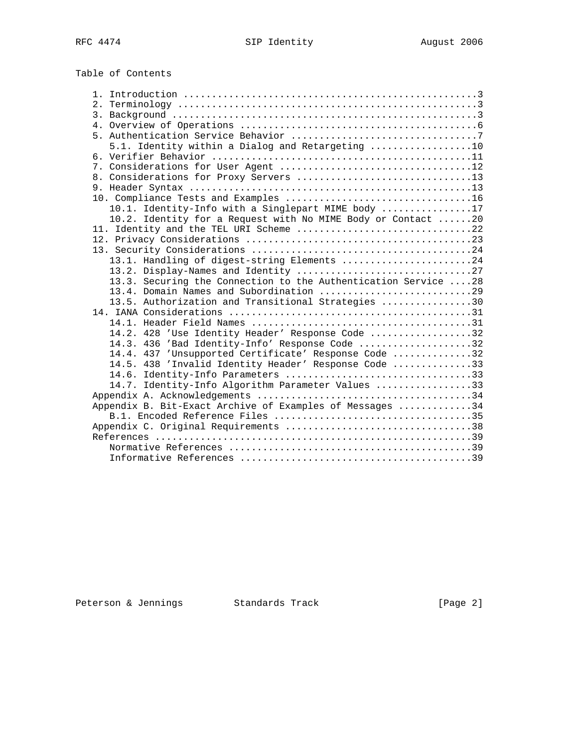Table of Contents

```
   1. Introduction ....................................................3
   2. Terminology .....................................................3
   3. Background ......................................................3
   4. Overview of Operations ..........................................6
   5. Authentication Service Behavior .................................7
      5.1. Identity within a Dialog and Retargeting ..................10
   6. Verifier Behavior ..............................................11
   7. Considerations for User Agent ..................................12
   8. Considerations for Proxy Servers ...............................13
   9. Header Syntax ..................................................13
   10. Compliance Tests and Examples .................................16
      10.1. Identity-Info with a Singlepart MIME body ................17
      10.2. Identity for a Request with No MIME Body or Contact ......20
   11. Identity and the TEL URI Scheme ...............................22
   12. Privacy Considerations ........................................23
   13. Security Considerations .......................................24
      13.1. Handling of digest-string Elements .......................24
      13.2. Display-Names and Identity ...............................27
      13.3. Securing the Connection to the Authentication Service ....28
      13.4. Domain Names and Subordination ...........................29
      13.5. Authorization and Transitional Strategies ................30
   14. IANA Considerations ...........................................31
      14.1. Header Field Names .......................................31
      14.2. 428 'Use Identity Header' Response Code ..................32
      14.3. 436 'Bad Identity-Info' Response Code ....................32
      14.4. 437 'Unsupported Certificate' Response Code ..............32
      14.5. 438 'Invalid Identity Header' Response Code ..............33
      14.6. Identity-Info Parameters .................................33
      14.7. Identity-Info Algorithm Parameter Values .................33
   Appendix A. Acknowledgements ......................................34
   Appendix B. Bit-Exact Archive of Examples of Messages .............34
      B.1. Encoded Reference Files ...................................35
   Appendix C. Original Requirements .................................38
   References ........................................................39
      Normative References ...........................................39
      Informative References .........................................39
```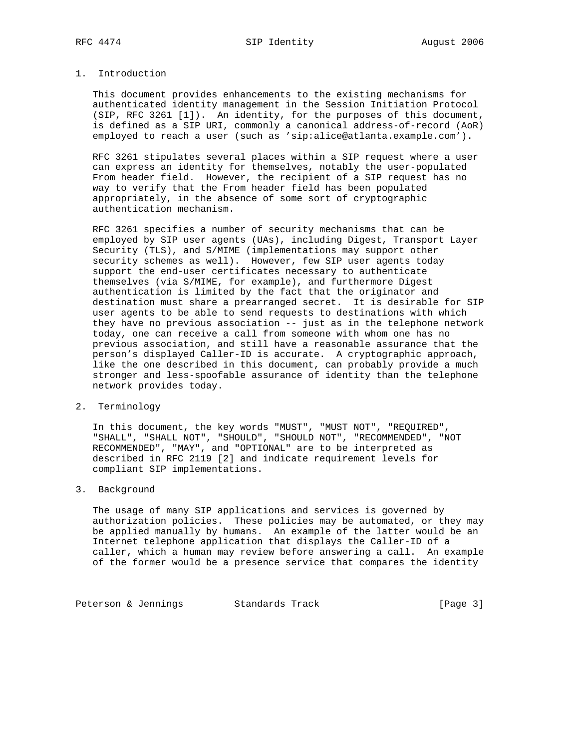## 1. Introduction

This document provides enhancements to the existing mechanisms for authenticated identity management in the Session Initiation Protocol (SIP, RFC 3261 [1]). An identity, for the purposes of this document, is defined as a SIP URI, commonly a canonical address-of-record (AoR) employed to reach a user (such as 'sip:alice@atlanta.example.com').

RFC 3261 stipulates several places within a SIP request where a user can express an identity for themselves, notably the user-populated From header field. However, the recipient of a SIP request has no way to verify that the From header field has been populated appropriately, in the absence of some sort of cryptographic authentication mechanism.

RFC 3261 specifies a number of security mechanisms that can be employed by SIP user agents (UAs), including Digest, Transport Layer Security (TLS), and S/MIME (implementations may support other security schemes as well). However, few SIP user agents today support the end-user certificates necessary to authenticate themselves (via S/MIME, for example), and furthermore Digest authentication is limited by the fact that the originator and destination must share a prearranged secret. It is desirable for SIP user agents to be able to send requests to destinations with which they have no previous association -- just as in the telephone network today, one can receive a call from someone with whom one has no previous association, and still have a reasonable assurance that the person's displayed Caller-ID is accurate. A cryptographic approach, like the one described in this document, can probably provide a much stronger and less-spoofable assurance of identity than the telephone network provides today.

## 2. Terminology

In this document, the key words "MUST", "MUST NOT", "REQUIRED", "SHALL", "SHALL NOT", "SHOULD", "SHOULD NOT", "RECOMMENDED", "NOT RECOMMENDED", "MAY", and "OPTIONAL" are to be interpreted as described in RFC 2119 [2] and indicate requirement levels for compliant SIP implementations.

## 3. Background

The usage of many SIP applications and services is governed by authorization policies. These policies may be automated, or they may be applied manually by humans. An example of the latter would be an Internet telephone application that displays the Caller-ID of a caller, which a human may review before answering a call. An example of the former would be a presence service that compares the identity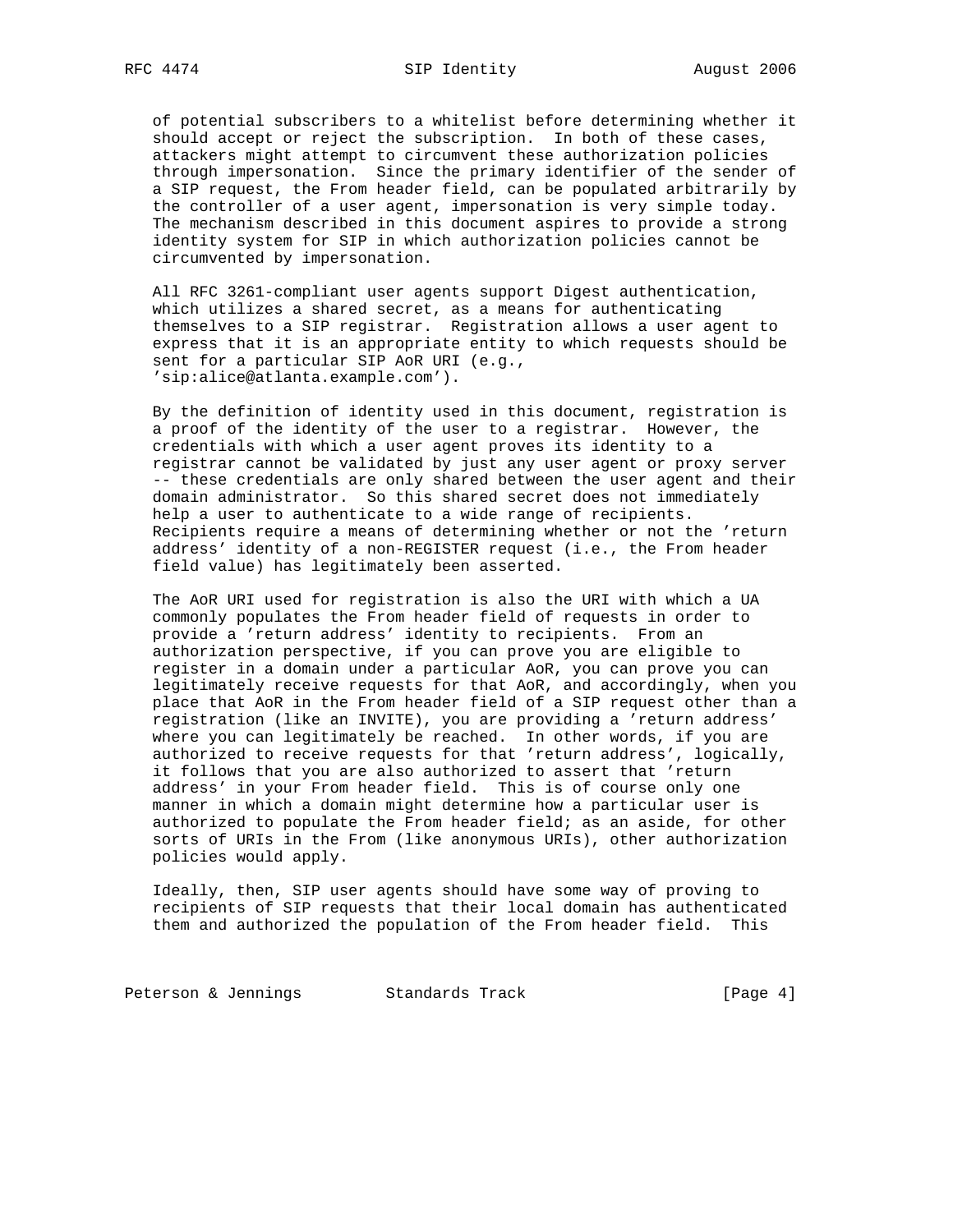of potential subscribers to a whitelist before determining whether it should accept or reject the subscription. In both of these cases, attackers might attempt to circumvent these authorization policies through impersonation. Since the primary identifier of the sender of a SIP request, the From header field, can be populated arbitrarily by the controller of a user agent, impersonation is very simple today. The mechanism described in this document aspires to provide a strong identity system for SIP in which authorization policies cannot be circumvented by impersonation.

All RFC 3261-compliant user agents support Digest authentication, which utilizes a shared secret, as a means for authenticating themselves to a SIP registrar. Registration allows a user agent to express that it is an appropriate entity to which requests should be sent for a particular SIP AoR URI (e.g., 'sip:alice@atlanta.example.com').

By the definition of identity used in this document, registration is a proof of the identity of the user to a registrar. However, the credentials with which a user agent proves its identity to a registrar cannot be validated by just any user agent or proxy server -- these credentials are only shared between the user agent and their domain administrator. So this shared secret does not immediately help a user to authenticate to a wide range of recipients. Recipients require a means of determining whether or not the 'return address' identity of a non-REGISTER request (i.e., the From header field value) has legitimately been asserted.

The AoR URI used for registration is also the URI with which a UA commonly populates the From header field of requests in order to provide a 'return address' identity to recipients. From an authorization perspective, if you can prove you are eligible to register in a domain under a particular AoR, you can prove you can legitimately receive requests for that AoR, and accordingly, when you place that AoR in the From header field of a SIP request other than a registration (like an INVITE), you are providing a 'return address' where you can legitimately be reached. In other words, if you are authorized to receive requests for that 'return address', logically, it follows that you are also authorized to assert that 'return address' in your From header field. This is of course only one manner in which a domain might determine how a particular user is authorized to populate the From header field; as an aside, for other sorts of URIs in the From (like anonymous URIs), other authorization policies would apply.

Ideally, then, SIP user agents should have some way of proving to recipients of SIP requests that their local domain has authenticated them and authorized the population of the From header field. This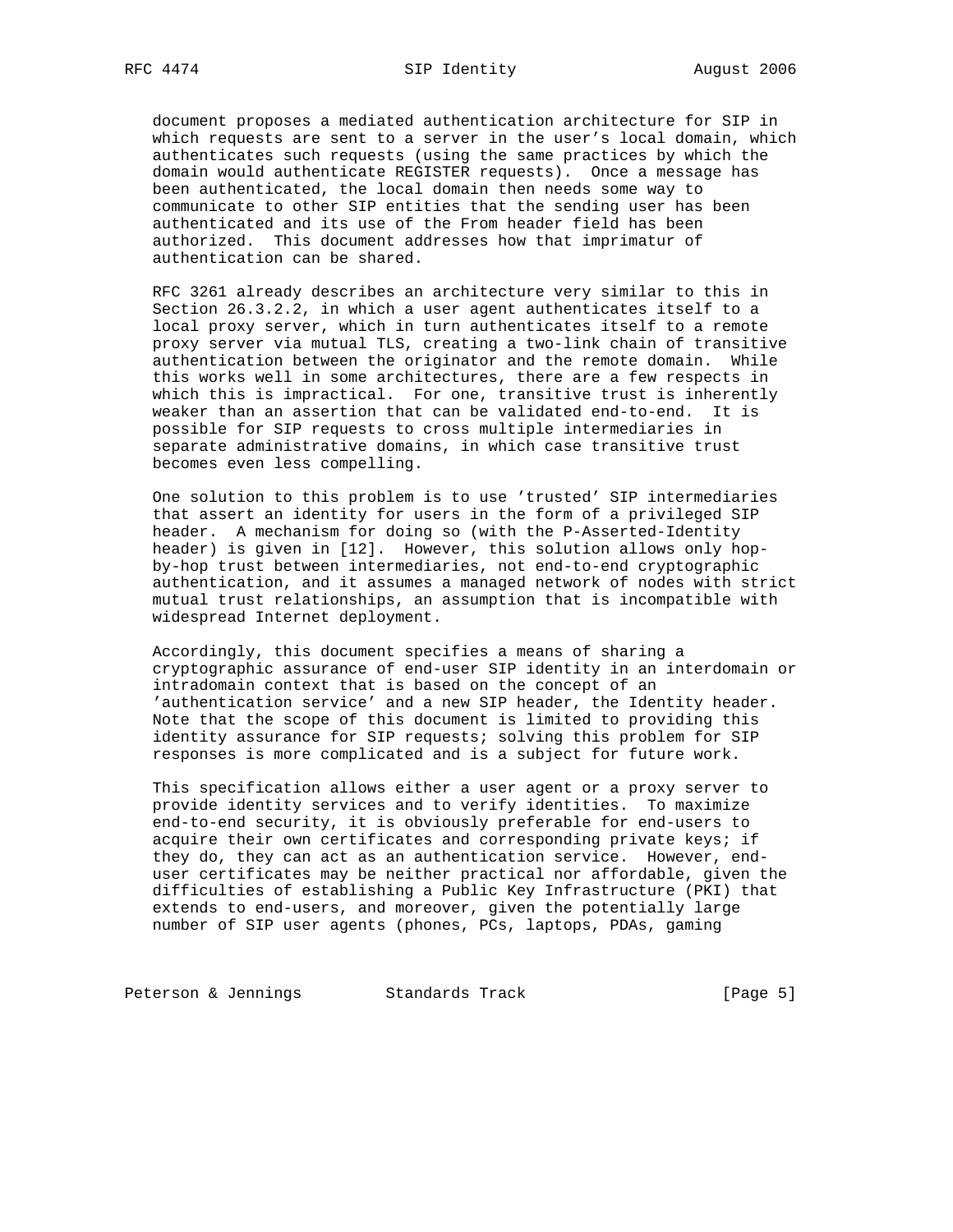document proposes a mediated authentication architecture for SIP in which requests are sent to a server in the user's local domain, which authenticates such requests (using the same practices by which the domain would authenticate REGISTER requests). Once a message has been authenticated, the local domain then needs some way to communicate to other SIP entities that the sending user has been authenticated and its use of the From header field has been authorized. This document addresses how that imprimatur of authentication can be shared.

RFC 3261 already describes an architecture very similar to this in Section 26.3.2.2, in which a user agent authenticates itself to a local proxy server, which in turn authenticates itself to a remote proxy server via mutual TLS, creating a two-link chain of transitive authentication between the originator and the remote domain. While this works well in some architectures, there are a few respects in which this is impractical. For one, transitive trust is inherently weaker than an assertion that can be validated end-to-end. It is possible for SIP requests to cross multiple intermediaries in separate administrative domains, in which case transitive trust becomes even less compelling.

One solution to this problem is to use 'trusted' SIP intermediaries that assert an identity for users in the form of a privileged SIP header. A mechanism for doing so (with the P-Asserted-Identity header) is given in [12]. However, this solution allows only hop-by-hop trust between intermediaries, not end-to-end cryptographic authentication, and it assumes a managed network of nodes with strict mutual trust relationships, an assumption that is incompatible with widespread Internet deployment.

Accordingly, this document specifies a means of sharing a cryptographic assurance of end-user SIP identity in an interdomain or intradomain context that is based on the concept of an 'authentication service' and a new SIP header, the Identity header. Note that the scope of this document is limited to providing this identity assurance for SIP requests; solving this problem for SIP responses is more complicated and is a subject for future work.

This specification allows either a user agent or a proxy server to provide identity services and to verify identities. To maximize end-to-end security, it is obviously preferable for end-users to acquire their own certificates and corresponding private keys; if they do, they can act as an authentication service. However, end-user certificates may be neither practical nor affordable, given the difficulties of establishing a Public Key Infrastructure (PKI) that extends to end-users, and moreover, given the potentially large number of SIP user agents (phones, PCs, laptops, PDAs, gaming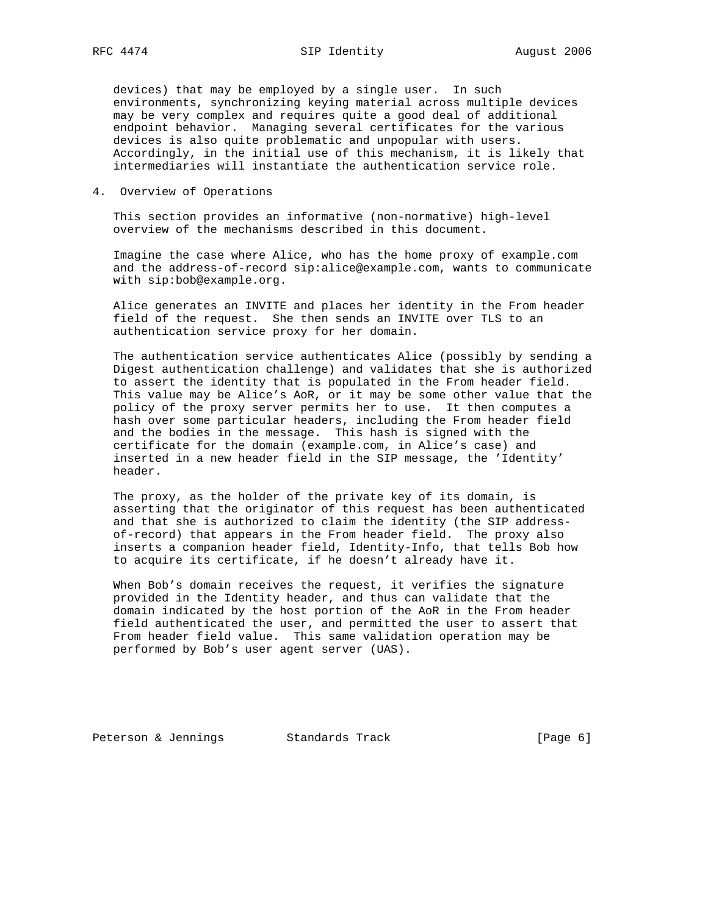devices) that may be employed by a single user. In such environments, synchronizing keying material across multiple devices may be very complex and requires quite a good deal of additional endpoint behavior. Managing several certificates for the various devices is also quite problematic and unpopular with users. Accordingly, in the initial use of this mechanism, it is likely that intermediaries will instantiate the authentication service role.

## 4. Overview of Operations

This section provides an informative (non-normative) high-level overview of the mechanisms described in this document.

Imagine the case where Alice, who has the home proxy of example.com and the address-of-record sip:alice@example.com, wants to communicate with sip:bob@example.org.

Alice generates an INVITE and places her identity in the From header field of the request. She then sends an INVITE over TLS to an authentication service proxy for her domain.

The authentication service authenticates Alice (possibly by sending a Digest authentication challenge) and validates that she is authorized to assert the identity that is populated in the From header field. This value may be Alice's AoR, or it may be some other value that the policy of the proxy server permits her to use. It then computes a hash over some particular headers, including the From header field and the bodies in the message. This hash is signed with the certificate for the domain (example.com, in Alice's case) and inserted in a new header field in the SIP message, the 'Identity' header.

The proxy, as the holder of the private key of its domain, is asserting that the originator of this request has been authenticated and that she is authorized to claim the identity (the SIP address-of-record) that appears in the From header field. The proxy also inserts a companion header field, Identity-Info, that tells Bob how to acquire its certificate, if he doesn't already have it.

When Bob's domain receives the request, it verifies the signature provided in the Identity header, and thus can validate that the domain indicated by the host portion of the AoR in the From header field authenticated the user, and permitted the user to assert that From header field value. This same validation operation may be performed by Bob's user agent server (UAS).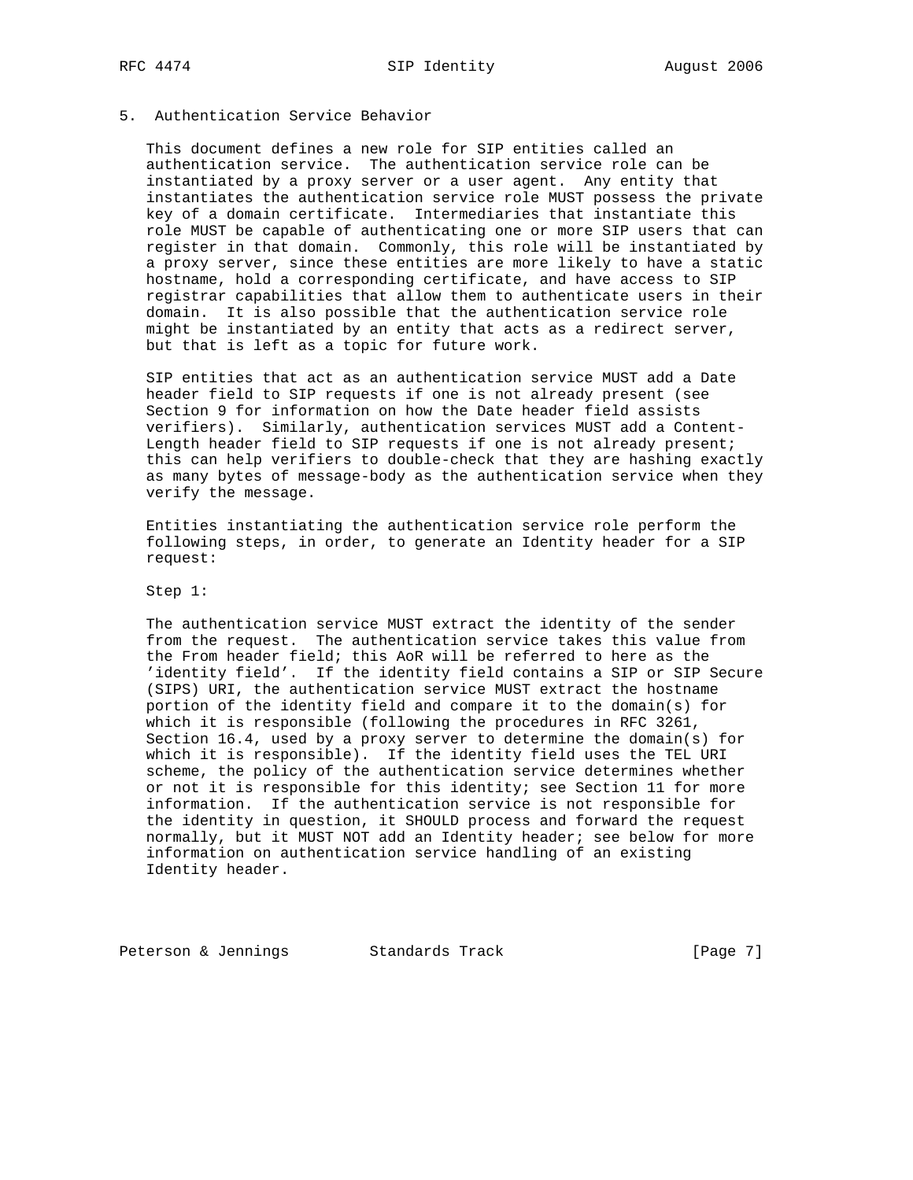## 5. Authentication Service Behavior

This document defines a new role for SIP entities called an authentication service. The authentication service role can be instantiated by a proxy server or a user agent. Any entity that instantiates the authentication service role MUST possess the private key of a domain certificate. Intermediaries that instantiate this role MUST be capable of authenticating one or more SIP users that can register in that domain. Commonly, this role will be instantiated by a proxy server, since these entities are more likely to have a static hostname, hold a corresponding certificate, and have access to SIP registrar capabilities that allow them to authenticate users in their domain. It is also possible that the authentication service role might be instantiated by an entity that acts as a redirect server, but that is left as a topic for future work.

SIP entities that act as an authentication service MUST add a Date header field to SIP requests if one is not already present (see Section 9 for information on how the Date header field assists verifiers). Similarly, authentication services MUST add a Content-Length header field to SIP requests if one is not already present; this can help verifiers to double-check that they are hashing exactly as many bytes of message-body as the authentication service when they verify the message.

Entities instantiating the authentication service role perform the following steps, in order, to generate an Identity header for a SIP request:

Step 1:

The authentication service MUST extract the identity of the sender from the request. The authentication service takes this value from the From header field; this AoR will be referred to here as the 'identity field'. If the identity field contains a SIP or SIP Secure (SIPS) URI, the authentication service MUST extract the hostname portion of the identity field and compare it to the domain(s) for which it is responsible (following the procedures in RFC 3261, Section 16.4, used by a proxy server to determine the domain(s) for which it is responsible). If the identity field uses the TEL URI scheme, the policy of the authentication service determines whether or not it is responsible for this identity; see Section 11 for more information. If the authentication service is not responsible for the identity in question, it SHOULD process and forward the request normally, but it MUST NOT add an Identity header; see below for more information on authentication service handling of an existing Identity header.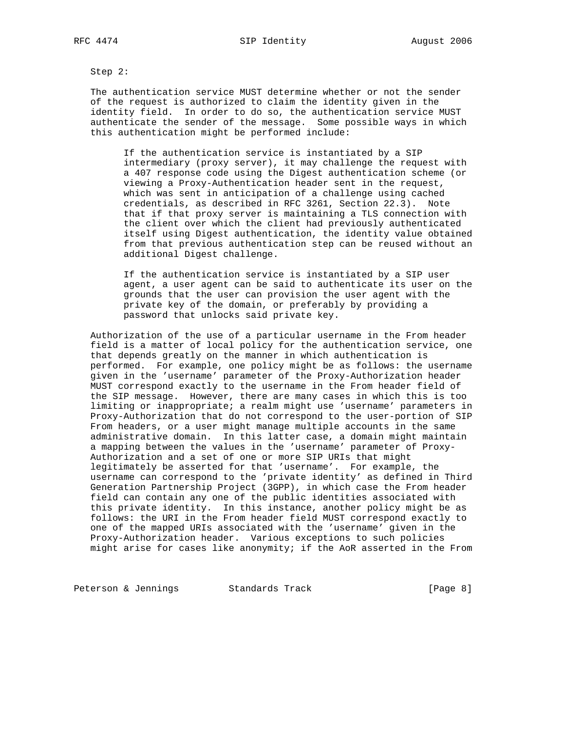Step 2:

The authentication service MUST determine whether or not the sender of the request is authorized to claim the identity given in the identity field. In order to do so, the authentication service MUST authenticate the sender of the message. Some possible ways in which this authentication might be performed include:

> If the authentication service is instantiated by a SIP intermediary (proxy server), it may challenge the request with a 407 response code using the Digest authentication scheme (or viewing a Proxy-Authentication header sent in the request, which was sent in anticipation of a challenge using cached credentials, as described in RFC 3261, Section 22.3). Note that if that proxy server is maintaining a TLS connection with the client over which the client had previously authenticated itself using Digest authentication, the identity value obtained from that previous authentication step can be reused without an additional Digest challenge.

> If the authentication service is instantiated by a SIP user agent, a user agent can be said to authenticate its user on the grounds that the user can provision the user agent with the private key of the domain, or preferably by providing a password that unlocks said private key.

Authorization of the use of a particular username in the From header field is a matter of local policy for the authentication service, one that depends greatly on the manner in which authentication is performed. For example, one policy might be as follows: the username given in the 'username' parameter of the Proxy-Authorization header MUST correspond exactly to the username in the From header field of the SIP message. However, there are many cases in which this is too limiting or inappropriate; a realm might use 'username' parameters in Proxy-Authorization that do not correspond to the user-portion of SIP From headers, or a user might manage multiple accounts in the same administrative domain. In this latter case, a domain might maintain a mapping between the values in the 'username' parameter of Proxy-Authorization and a set of one or more SIP URIs that might legitimately be asserted for that 'username'. For example, the username can correspond to the 'private identity' as defined in Third Generation Partnership Project (3GPP), in which case the From header field can contain any one of the public identities associated with this private identity. In this instance, another policy might be as follows: the URI in the From header field MUST correspond exactly to one of the mapped URIs associated with the 'username' given in the Proxy-Authorization header. Various exceptions to such policies might arise for cases like anonymity; if the AoR asserted in the From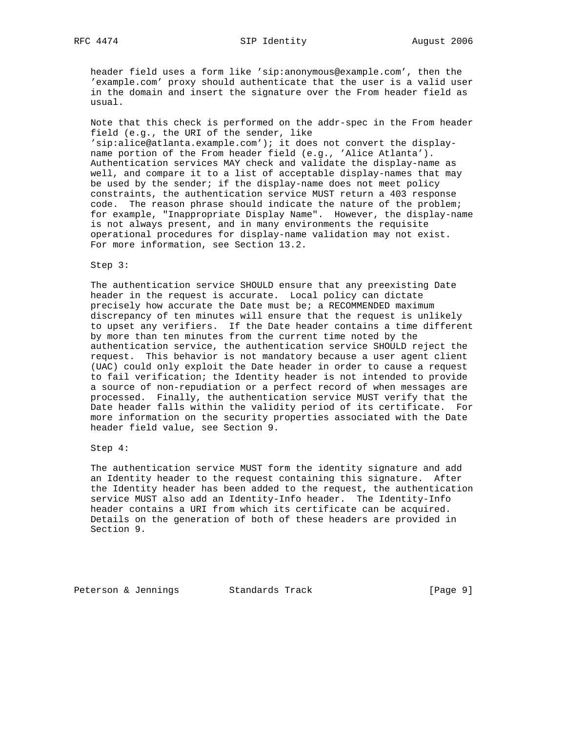header field uses a form like 'sip:anonymous@example.com', then the 'example.com' proxy should authenticate that the user is a valid user in the domain and insert the signature over the From header field as usual.

Note that this check is performed on the addr-spec in the From header field (e.g., the URI of the sender, like 'sip:alice@atlanta.example.com'); it does not convert the display-name portion of the From header field (e.g., 'Alice Atlanta'). Authentication services MAY check and validate the display-name as well, and compare it to a list of acceptable display-names that may be used by the sender; if the display-name does not meet policy constraints, the authentication service MUST return a 403 response code. The reason phrase should indicate the nature of the problem; for example, "Inappropriate Display Name". However, the display-name is not always present, and in many environments the requisite operational procedures for display-name validation may not exist. For more information, see Section 13.2.

Step 3:

The authentication service SHOULD ensure that any preexisting Date header in the request is accurate. Local policy can dictate precisely how accurate the Date must be; a RECOMMENDED maximum discrepancy of ten minutes will ensure that the request is unlikely to upset any verifiers. If the Date header contains a time different by more than ten minutes from the current time noted by the authentication service, the authentication service SHOULD reject the request. This behavior is not mandatory because a user agent client (UAC) could only exploit the Date header in order to cause a request to fail verification; the Identity header is not intended to provide a source of non-repudiation or a perfect record of when messages are processed. Finally, the authentication service MUST verify that the Date header falls within the validity period of its certificate. For more information on the security properties associated with the Date header field value, see Section 9.

Step 4:

The authentication service MUST form the identity signature and add an Identity header to the request containing this signature. After the Identity header has been added to the request, the authentication service MUST also add an Identity-Info header. The Identity-Info header contains a URI from which its certificate can be acquired. Details on the generation of both of these headers are provided in Section 9.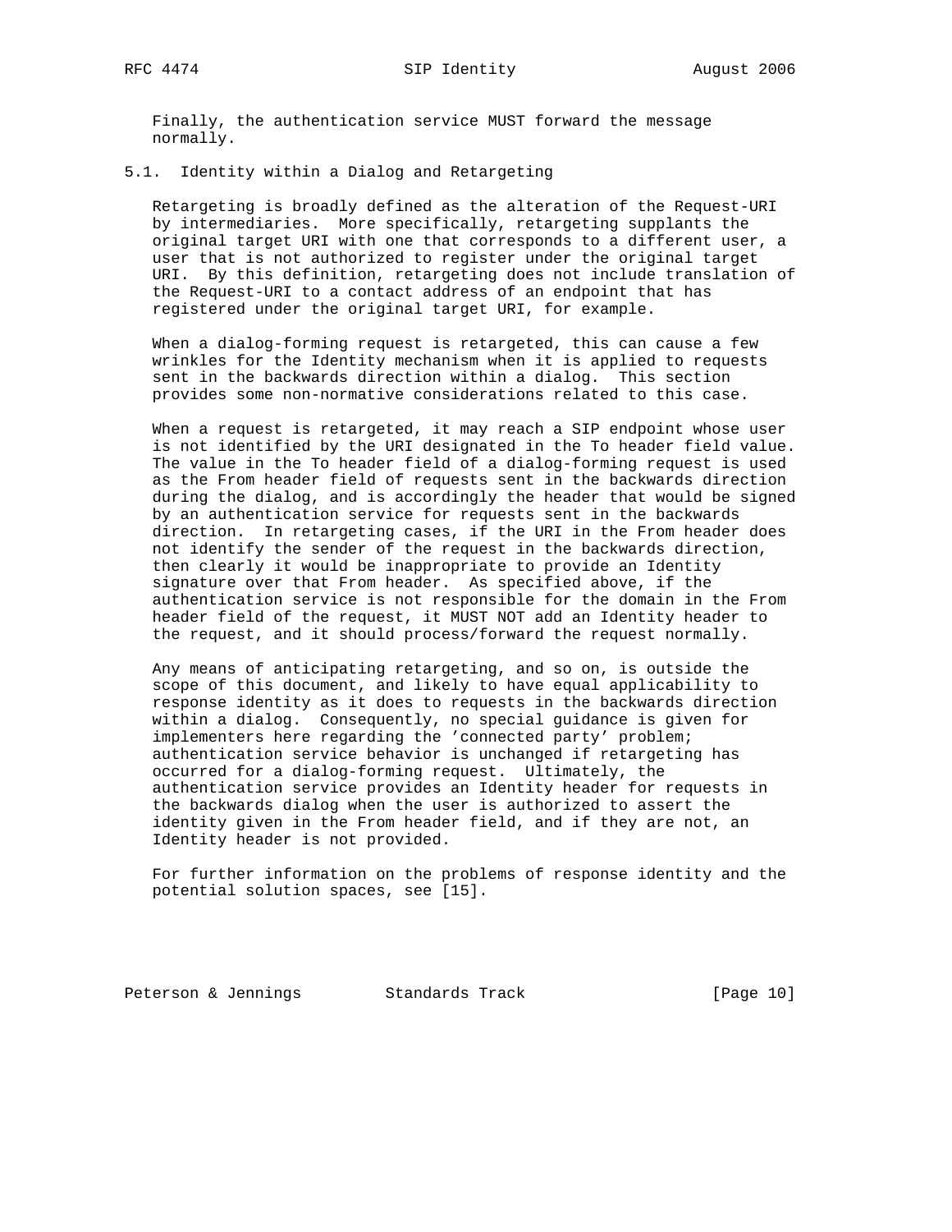Finally, the authentication service MUST forward the message normally.

## 5.1. Identity within a Dialog and Retargeting

Retargeting is broadly defined as the alteration of the Request-URI by intermediaries. More specifically, retargeting supplants the original target URI with one that corresponds to a different user, a user that is not authorized to register under the original target URI. By this definition, retargeting does not include translation of the Request-URI to a contact address of an endpoint that has registered under the original target URI, for example.

When a dialog-forming request is retargeted, this can cause a few wrinkles for the Identity mechanism when it is applied to requests sent in the backwards direction within a dialog. This section provides some non-normative considerations related to this case.

When a request is retargeted, it may reach a SIP endpoint whose user is not identified by the URI designated in the To header field value. The value in the To header field of a dialog-forming request is used as the From header field of requests sent in the backwards direction during the dialog, and is accordingly the header that would be signed by an authentication service for requests sent in the backwards direction. In retargeting cases, if the URI in the From header does not identify the sender of the request in the backwards direction, then clearly it would be inappropriate to provide an Identity signature over that From header. As specified above, if the authentication service is not responsible for the domain in the From header field of the request, it MUST NOT add an Identity header to the request, and it should process/forward the request normally.

Any means of anticipating retargeting, and so on, is outside the scope of this document, and likely to have equal applicability to response identity as it does to requests in the backwards direction within a dialog. Consequently, no special guidance is given for implementers here regarding the 'connected party' problem; authentication service behavior is unchanged if retargeting has occurred for a dialog-forming request. Ultimately, the authentication service provides an Identity header for requests in the backwards dialog when the user is authorized to assert the identity given in the From header field, and if they are not, an Identity header is not provided.

For further information on the problems of response identity and the potential solution spaces, see [15].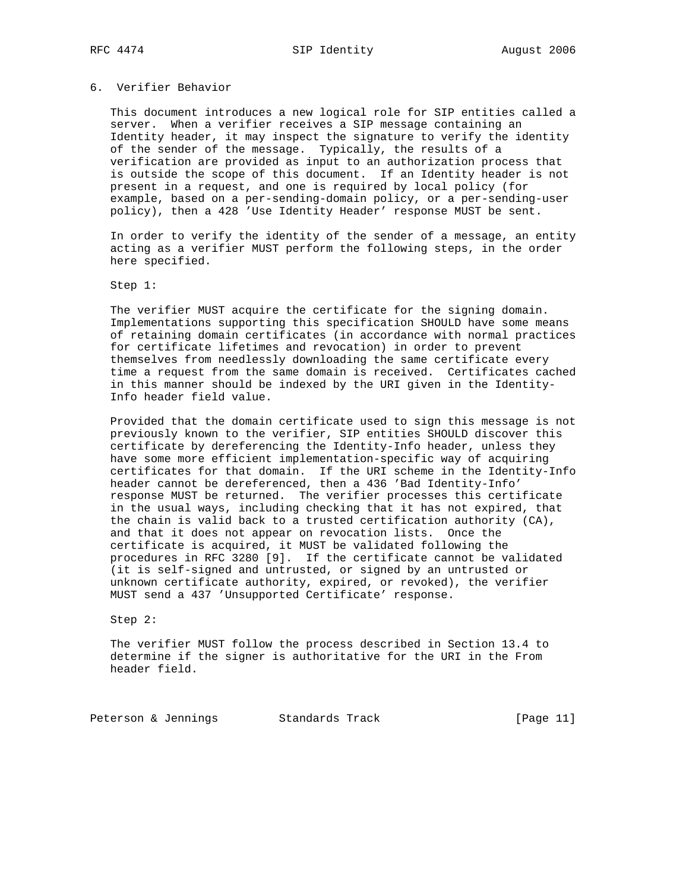## 6. Verifier Behavior

This document introduces a new logical role for SIP entities called a server. When a verifier receives a SIP message containing an Identity header, it may inspect the signature to verify the identity of the sender of the message. Typically, the results of a verification are provided as input to an authorization process that is outside the scope of this document. If an Identity header is not present in a request, and one is required by local policy (for example, based on a per-sending-domain policy, or a per-sending-user policy), then a 428 'Use Identity Header' response MUST be sent.

In order to verify the identity of the sender of a message, an entity acting as a verifier MUST perform the following steps, in the order here specified.

Step 1:

The verifier MUST acquire the certificate for the signing domain. Implementations supporting this specification SHOULD have some means of retaining domain certificates (in accordance with normal practices for certificate lifetimes and revocation) in order to prevent themselves from needlessly downloading the same certificate every time a request from the same domain is received. Certificates cached in this manner should be indexed by the URI given in the Identity-Info header field value.

Provided that the domain certificate used to sign this message is not previously known to the verifier, SIP entities SHOULD discover this certificate by dereferencing the Identity-Info header, unless they have some more efficient implementation-specific way of acquiring certificates for that domain. If the URI scheme in the Identity-Info header cannot be dereferenced, then a 436 'Bad Identity-Info' response MUST be returned. The verifier processes this certificate in the usual ways, including checking that it has not expired, that the chain is valid back to a trusted certification authority (CA), and that it does not appear on revocation lists. Once the certificate is acquired, it MUST be validated following the procedures in RFC 3280 [9]. If the certificate cannot be validated (it is self-signed and untrusted, or signed by an untrusted or unknown certificate authority, expired, or revoked), the verifier MUST send a 437 'Unsupported Certificate' response.

Step 2:

The verifier MUST follow the process described in Section 13.4 to determine if the signer is authoritative for the URI in the From header field.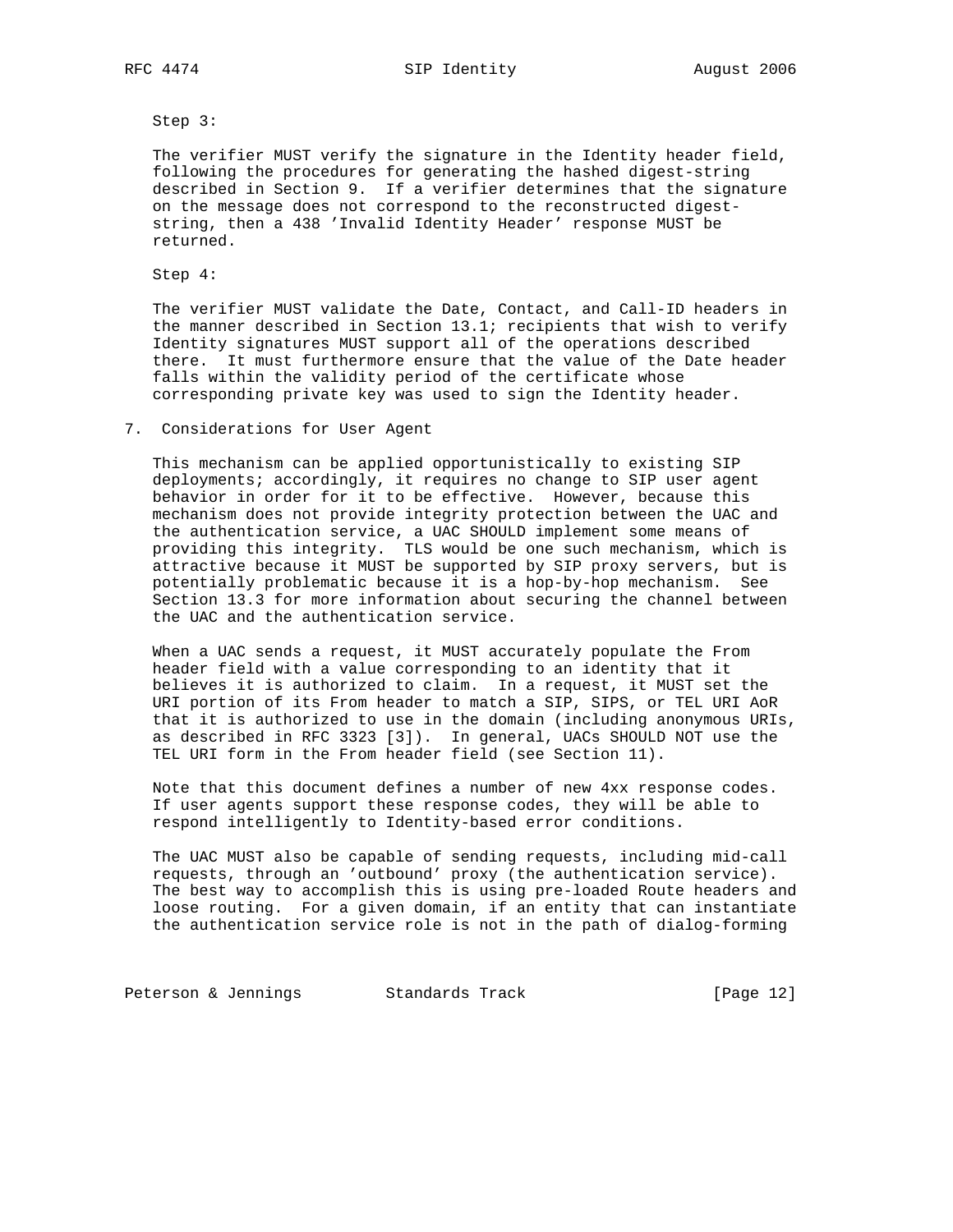Step 3:

The verifier MUST verify the signature in the Identity header field, following the procedures for generating the hashed digest-string described in Section 9. If a verifier determines that the signature on the message does not correspond to the reconstructed digest-string, then a 438 'Invalid Identity Header' response MUST be returned.

Step 4:

The verifier MUST validate the Date, Contact, and Call-ID headers in the manner described in Section 13.1; recipients that wish to verify Identity signatures MUST support all of the operations described there. It must furthermore ensure that the value of the Date header falls within the validity period of the certificate whose corresponding private key was used to sign the Identity header.

## 7. Considerations for User Agent

This mechanism can be applied opportunistically to existing SIP deployments; accordingly, it requires no change to SIP user agent behavior in order for it to be effective. However, because this mechanism does not provide integrity protection between the UAC and the authentication service, a UAC SHOULD implement some means of providing this integrity. TLS would be one such mechanism, which is attractive because it MUST be supported by SIP proxy servers, but is potentially problematic because it is a hop-by-hop mechanism. See Section 13.3 for more information about securing the channel between the UAC and the authentication service.

When a UAC sends a request, it MUST accurately populate the From header field with a value corresponding to an identity that it believes it is authorized to claim. In a request, it MUST set the URI portion of its From header to match a SIP, SIPS, or TEL URI AoR that it is authorized to use in the domain (including anonymous URIs, as described in RFC 3323 [3]). In general, UACs SHOULD NOT use the TEL URI form in the From header field (see Section 11).

Note that this document defines a number of new 4xx response codes. If user agents support these response codes, they will be able to respond intelligently to Identity-based error conditions.

The UAC MUST also be capable of sending requests, including mid-call requests, through an 'outbound' proxy (the authentication service). The best way to accomplish this is using pre-loaded Route headers and loose routing. For a given domain, if an entity that can instantiate the authentication service role is not in the path of dialog-forming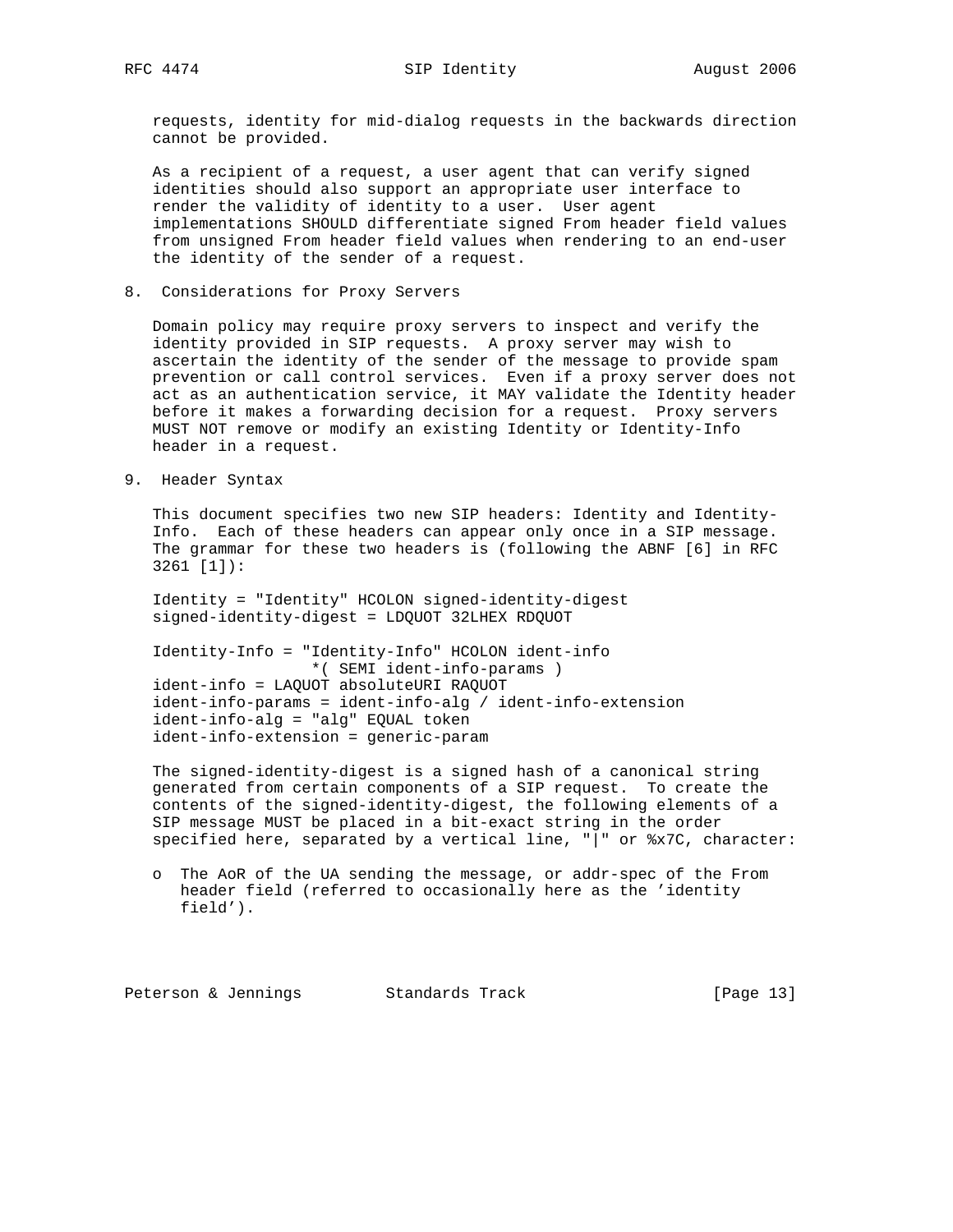requests, identity for mid-dialog requests in the backwards direction cannot be provided.

As a recipient of a request, a user agent that can verify signed identities should also support an appropriate user interface to render the validity of identity to a user. User agent implementations SHOULD differentiate signed From header field values from unsigned From header field values when rendering to an end-user the identity of the sender of a request.

## 8. Considerations for Proxy Servers

Domain policy may require proxy servers to inspect and verify the identity provided in SIP requests. A proxy server may wish to ascertain the identity of the sender of the message to provide spam prevention or call control services. Even if a proxy server does not act as an authentication service, it MAY validate the Identity header before it makes a forwarding decision for a request. Proxy servers MUST NOT remove or modify an existing Identity or Identity-Info header in a request.

## 9. Header Syntax

This document specifies two new SIP headers: Identity and Identity-Info. Each of these headers can appear only once in a SIP message. The grammar for these two headers is (following the ABNF [6] in RFC 3261 [1]):

```
Identity = "Identity" HCOLON signed-identity-digest
signed-identity-digest = LDQUOT 32LHEX RDQUOT

Identity-Info = "Identity-Info" HCOLON ident-info
                 *( SEMI ident-info-params )
ident-info = LAQUOT absoluteURI RAQUOT
ident-info-params = ident-info-alg / ident-info-extension
ident-info-alg = "alg" EQUAL token
ident-info-extension = generic-param
```

The signed-identity-digest is a signed hash of a canonical string generated from certain components of a SIP request. To create the contents of the signed-identity-digest, the following elements of a SIP message MUST be placed in a bit-exact string in the order specified here, separated by a vertical line, "|" or %x7C, character:

- The AoR of the UA sending the message, or addr-spec of the From header field (referred to occasionally here as the 'identity field').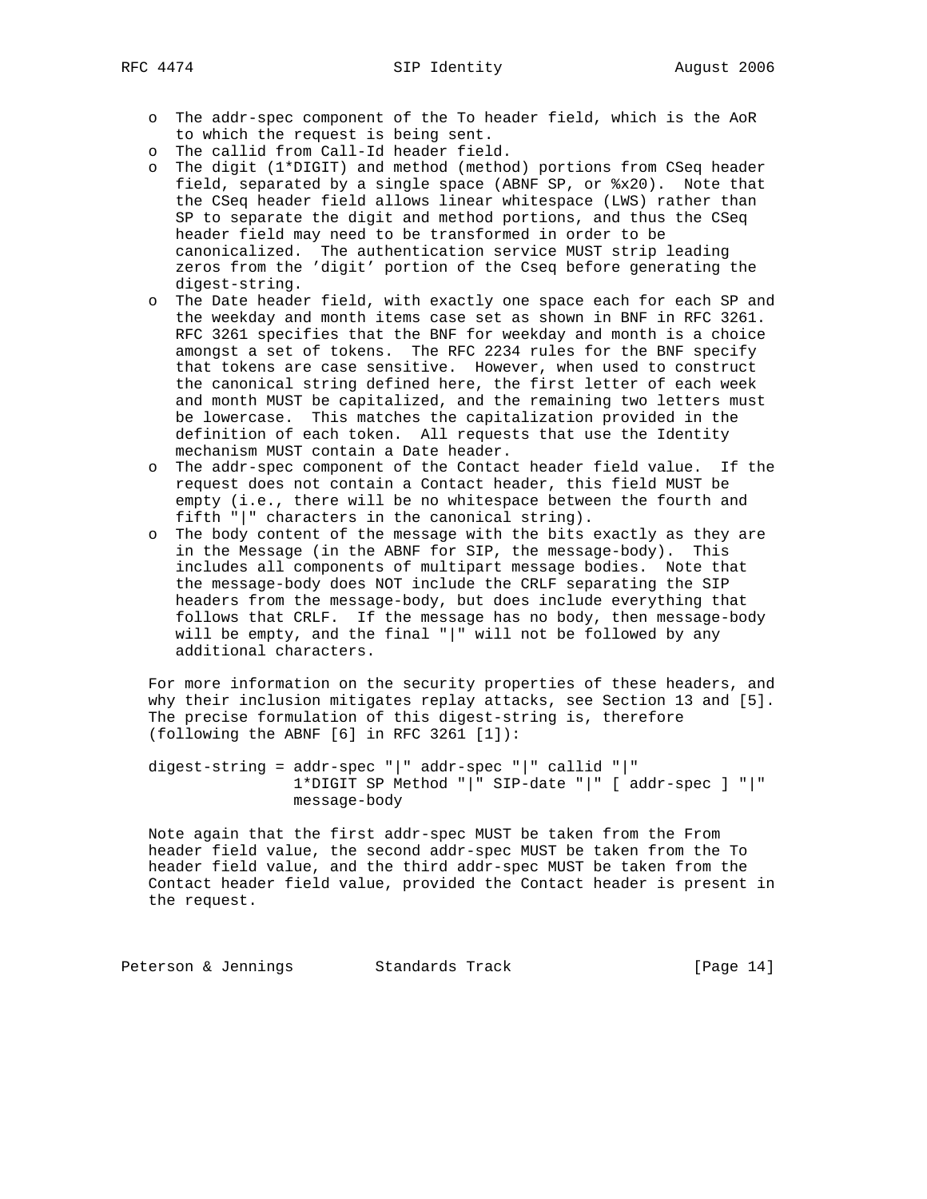- The addr-spec component of the To header field, which is the AoR to which the request is being sent.
- The callid from Call-Id header field.
- The digit (1*DIGIT) and method (method) portions from CSeq header field, separated by a single space (ABNF SP, or %x20). Note that the CSeq header field allows linear whitespace (LWS) rather than SP to separate the digit and method portions, and thus the CSeq header field may need to be transformed in order to be canonicalized. The authentication service MUST strip leading zeros from the 'digit' portion of the Cseq before generating the digest-string.
- The Date header field, with exactly one space each for each SP and the weekday and month items case set as shown in BNF in RFC 3261. RFC 3261 specifies that the BNF for weekday and month is a choice amongst a set of tokens. The RFC 2234 rules for the BNF specify that tokens are case sensitive. However, when used to construct the canonical string defined here, the first letter of each week and month MUST be capitalized, and the remaining two letters must be lowercase. This matches the capitalization provided in the definition of each token. All requests that use the Identity mechanism MUST contain a Date header.
- The addr-spec component of the Contact header field value. If the request does not contain a Contact header, this field MUST be empty (i.e., there will be no whitespace between the fourth and fifth "|" characters in the canonical string).
- The body content of the message with the bits exactly as they are in the Message (in the ABNF for SIP, the message-body). This includes all components of multipart message bodies. Note that the message-body does NOT include the CRLF separating the SIP headers from the message-body, but does include everything that follows that CRLF. If the message has no body, then message-body will be empty, and the final "|" will not be followed by any additional characters.

For more information on the security properties of these headers, and why their inclusion mitigates replay attacks, see Section 13 and [5]. The precise formulation of this digest-string is, therefore (following the ABNF [6] in RFC 3261 [1]):

```
digest-string = addr-spec "|" addr-spec "|" callid "|"
                1*DIGIT SP Method "|" SIP-date "|" [ addr-spec ] "|"
                message-body
```

Note again that the first addr-spec MUST be taken from the From header field value, the second addr-spec MUST be taken from the To header field value, and the third addr-spec MUST be taken from the Contact header field value, provided the Contact header is present in the request.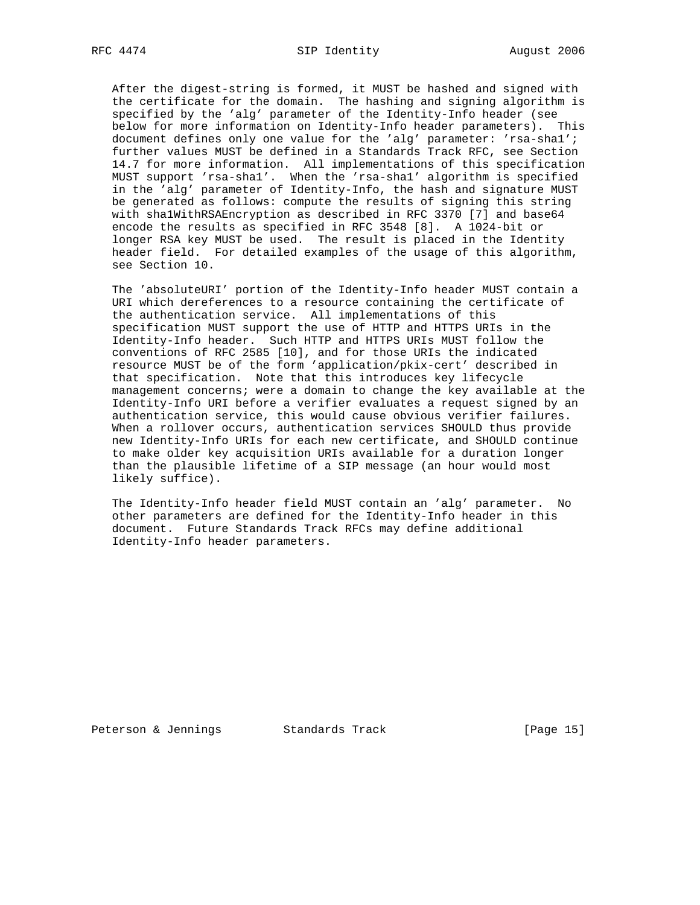After the digest-string is formed, it MUST be hashed and signed with the certificate for the domain. The hashing and signing algorithm is specified by the 'alg' parameter of the Identity-Info header (see below for more information on Identity-Info header parameters). This document defines only one value for the 'alg' parameter: 'rsa-sha1'; further values MUST be defined in a Standards Track RFC, see Section 14.7 for more information. All implementations of this specification MUST support 'rsa-sha1'. When the 'rsa-sha1' algorithm is specified in the 'alg' parameter of Identity-Info, the hash and signature MUST be generated as follows: compute the results of signing this string with sha1WithRSAEncryption as described in RFC 3370 [7] and base64 encode the results as specified in RFC 3548 [8]. A 1024-bit or longer RSA key MUST be used. The result is placed in the Identity header field. For detailed examples of the usage of this algorithm, see Section 10.

The 'absoluteURI' portion of the Identity-Info header MUST contain a URI which dereferences to a resource containing the certificate of the authentication service. All implementations of this specification MUST support the use of HTTP and HTTPS URIs in the Identity-Info header. Such HTTP and HTTPS URIs MUST follow the conventions of RFC 2585 [10], and for those URIs the indicated resource MUST be of the form 'application/pkix-cert' described in that specification. Note that this introduces key lifecycle management concerns; were a domain to change the key available at the Identity-Info URI before a verifier evaluates a request signed by an authentication service, this would cause obvious verifier failures. When a rollover occurs, authentication services SHOULD thus provide new Identity-Info URIs for each new certificate, and SHOULD continue to make older key acquisition URIs available for a duration longer than the plausible lifetime of a SIP message (an hour would most likely suffice).

The Identity-Info header field MUST contain an 'alg' parameter. No other parameters are defined for the Identity-Info header in this document. Future Standards Track RFCs may define additional Identity-Info header parameters.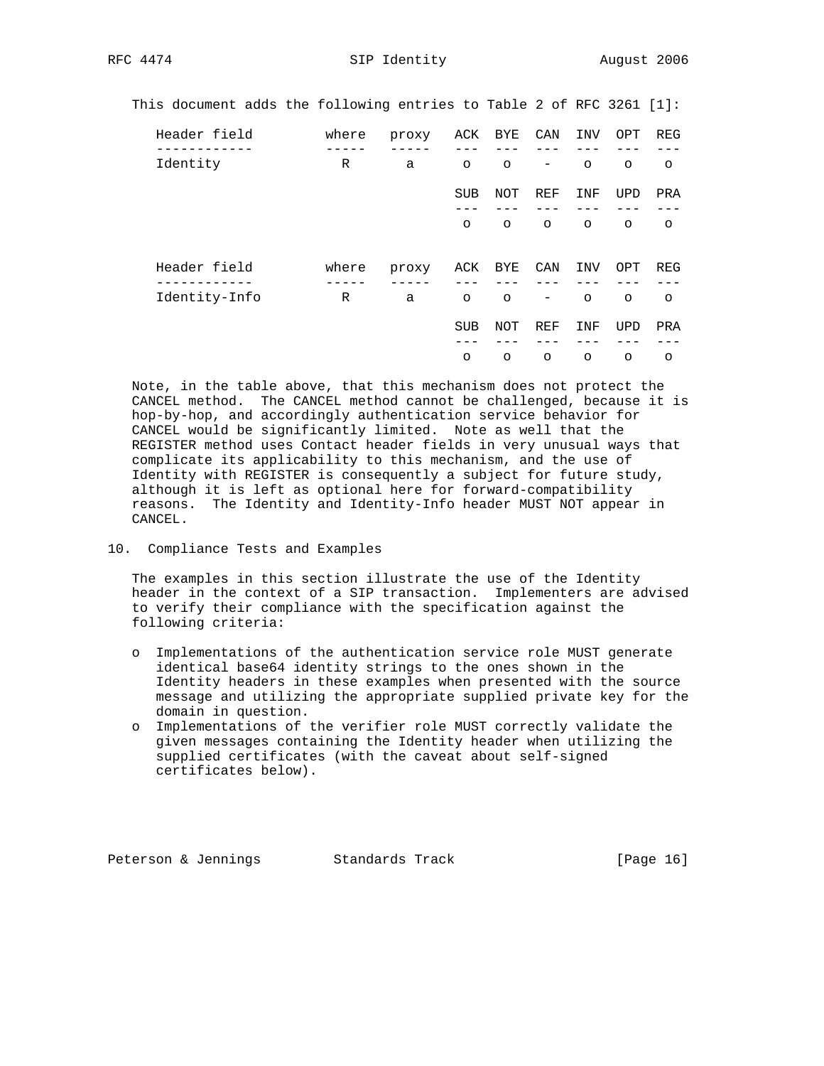This document adds the following entries to Table 2 of RFC 3261 [1]:

| Header field | where | proxy | ACK | BYE | CAN | INV | OPT | REG |
|---|---|---|---|---|---|---|---|---|
| Identity | R | a | o | o | - | o | o | o |
| | | | **SUB** | **NOT** | **REF** | **INF** | **UPD** | **PRA** |
| | | | o | o | o | o | o | o |

| Header field | where | proxy | ACK | BYE | CAN | INV | OPT | REG |
|---|---|---|---|---|---|---|---|---|
| Identity-Info | R | a | o | o | - | o | o | o |
| | | | **SUB** | **NOT** | **REF** | **INF** | **UPD** | **PRA** |
| | | | o | o | o | o | o | o |

Note, in the table above, that this mechanism does not protect the CANCEL method. The CANCEL method cannot be challenged, because it is hop-by-hop, and accordingly authentication service behavior for CANCEL would be significantly limited. Note as well that the REGISTER method uses Contact header fields in very unusual ways that complicate its applicability to this mechanism, and the use of Identity with REGISTER is consequently a subject for future study, although it is left as optional here for forward-compatibility reasons. The Identity and Identity-Info header MUST NOT appear in CANCEL.

## 10. Compliance Tests and Examples

The examples in this section illustrate the use of the Identity header in the context of a SIP transaction. Implementers are advised to verify their compliance with the specification against the following criteria:

- Implementations of the authentication service role MUST generate identical base64 identity strings to the ones shown in the Identity headers in these examples when presented with the source message and utilizing the appropriate supplied private key for the domain in question.
- Implementations of the verifier role MUST correctly validate the given messages containing the Identity header when utilizing the supplied certificates (with the caveat about self-signed certificates below).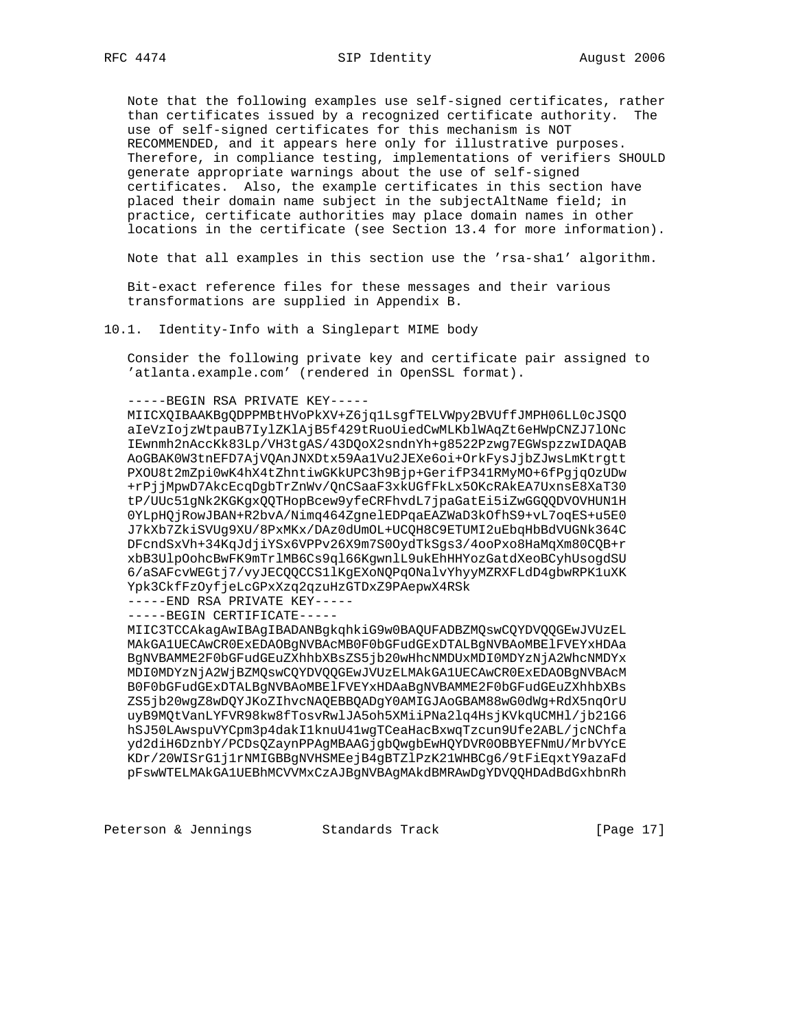Note that the following examples use self-signed certificates, rather than certificates issued by a recognized certificate authority. The use of self-signed certificates for this mechanism is NOT RECOMMENDED, and it appears here only for illustrative purposes. Therefore, in compliance testing, implementations of verifiers SHOULD generate appropriate warnings about the use of self-signed certificates. Also, the example certificates in this section have placed their domain name subject in the subjectAltName field; in practice, certificate authorities may place domain names in other locations in the certificate (see Section 13.4 for more information).

Note that all examples in this section use the 'rsa-sha1' algorithm.

Bit-exact reference files for these messages and their various transformations are supplied in Appendix B.

## 10.1. Identity-Info with a Singlepart MIME body

Consider the following private key and certificate pair assigned to 'atlanta.example.com' (rendered in OpenSSL format).

```
-----BEGIN RSA PRIVATE KEY-----
MIICXQIBAAKBgQDPPMBtHVoPkXV+Z6jq1LsgfTELVWpy2BVUffJMPH06LL0cJSQO
aIeVzIojzWtpauB7IylZKlAjB5f429tRuoUiedCwMLKblWAqZt6eHWpCNZJ7lONc
IEwnmh2nAccKk83Lp/VH3tgAS/43DQoX2sndnYh+g8522Pzwg7EGWspzzwIDAQAB
AoGBAK0W3tnEFD7AjVQAnJNXDtx59Aa1Vu2JEXe6oi+OrkFysJjbZJwsLmKtrgtt
PXOU8t2mZpi0wK4hX4tZhntiwGKkUPC3h9Bjp+GerifP341RMyMO+6fPgjqOzUDw
+rPjjMpwD7AkcEcqDgbTrZnWv/QnCSaaF3xkUGfFkLx5OKcRAkEA7UxnsE8XaT30
tP/UUc51gNk2KGKgxQQTHopBcew9yfeCRFhvdL7jpaGatEi5iZwGGQQDVOVHUN1H
0YLpHQjRowJBAN+R2bvA/Nimq464ZgnelEDPqaEAZWaD3kOfhS9+vL7oqES+u5E0
J7kXb7ZkiSVUg9XU/8PxMKx/DAz0dUmOL+UCQH8C9ETUMI2uEbqHbBdVUGNk364C
DFcndSxVh+34KqJdjiYSx6VPPv26X9m7S0OydTkSgs3/4ooPxo8HaMqXm80CQB+r
xbB3UlpOohcBwFK9mTrlMB6Cs9ql66KgwnlL9ukEhHHYozGatdXeoBCyhUsogdSU
6/aSAFcvWEGtj7/vyJECQQCCS1lKgEXoNQPqONalvYhyyMZRXFLdD4gbwRPK1uXK
Ypk3CkfFzOyfjeLcGPxXzq2qzuHzGTDxZ9PAepwX4RSk
-----END RSA PRIVATE KEY-----
-----BEGIN CERTIFICATE-----
MIIC3TCCAkagAwIBAgIBADANBgkqhkiG9w0BAQUFADBZMQswCQYDVQQGEwJVUzEL
MAkGA1UECAwCR0ExEDAOBgNVBAcMB0F0bGFudGExDTALBgNVBAoMBElFVEYxHDAa
BgNVBAMME2F0bGFudGEuZXhhbXBsZS5jb20wHhcNMDUxMDI0MDYzNjA2WhcNMDYx
MDI0MDYzNjA2WjBZMQswCQYDVQQGEwJVUzELMAkGA1UECAwCR0ExEDAOBgNVBAcM
B0F0bGFudGExDTALBgNVBAoMBElFVEYxHDAaBgNVBAMME2F0bGFudGEuZXhhbXBs
ZS5jb20wgZ8wDQYJKoZIhvcNAQEBBQADgY0AMIGJAoGBAM88wG0dWg+RdX5nqOrU
uyB9MQtVanLYFVR98kw8fTosvRwlJA5oh5XMiiPNa2lq4HsjKVkqUCMHl/jb21G6
hSJ50LAwspuVYCpm3p4dakI1knuU41wgTCeaHacBxwqTzcun9Ufe2ABL/jcNChfa
yd2diH6DznbY/PCDsQZaynPPAgMBAAGjgbQwgbEwHQYDVR0OBBYEFNmU/MrbVYcE
KDr/20WISrG1j1rNMIGBBgNVHSMEejB4gBTZlPzK21WHBCg6/9tFiEqxtY9azaFd
pFswWTELMAkGA1UEBhMCVVMxCzAJBgNVBAgMAkdBMRAwDgYDVQQHDAdBdGxhbnRh
```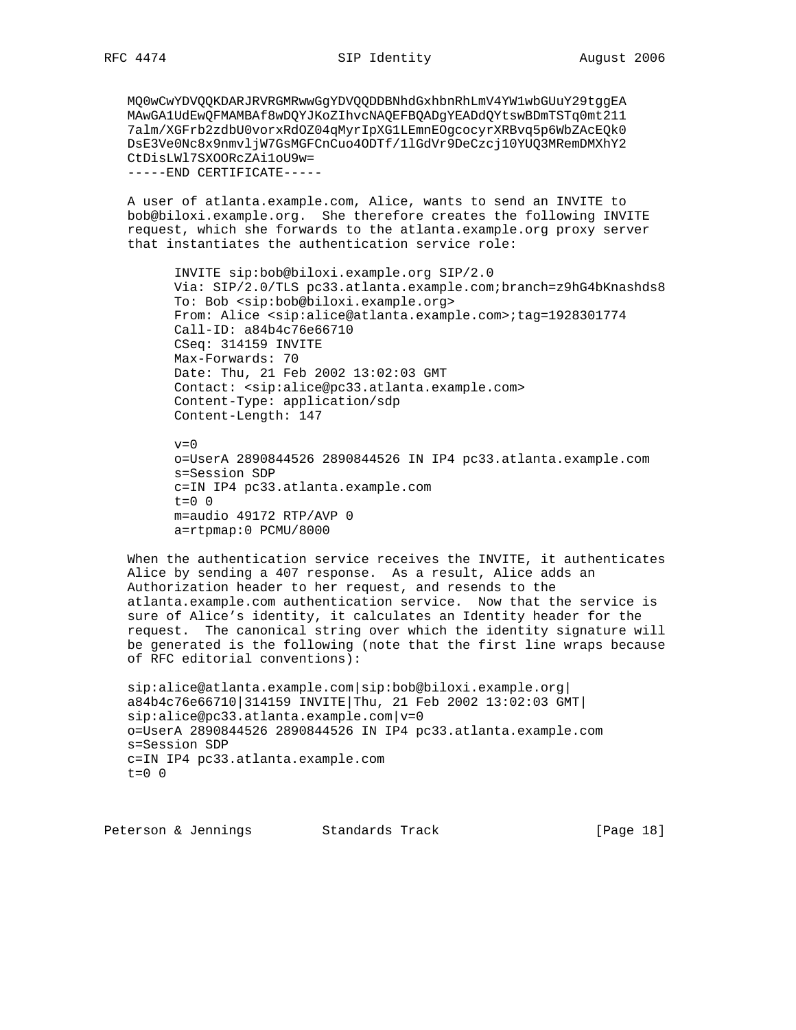```
MQ0wCwYDVQQKDARJRVRGMRwwGgYDVQQDDBNhdGxhbnRhLmV4YW1wbGUuY29tggEA
MAwGA1UdEwQFMAMBAf8wDQYJKoZIhvcNAQEFBQADgYEADdQYtswBDmTSTq0mt211
7alm/XGFrb2zdbU0vorxRdOZ04qMyrIpXG1LEmnEOgcocyrXRBvq5p6WbZAcEQk0
DsE3Ve0Nc8x9nmvljW7GsMGFCnCuo4ODTf/1lGdVr9DeCzcj10YUQ3MRemDMXhY2
CtDisLWl7SXOORcZAi1oU9w=
-----END CERTIFICATE-----
```

A user of atlanta.example.com, Alice, wants to send an INVITE to bob@biloxi.example.org. She therefore creates the following INVITE request, which she forwards to the atlanta.example.org proxy server that instantiates the authentication service role:

```
INVITE sip:bob@biloxi.example.org SIP/2.0
Via: SIP/2.0/TLS pc33.atlanta.example.com;branch=z9hG4bKnashds8
To: Bob <sip:bob@biloxi.example.org>
From: Alice <sip:alice@atlanta.example.com>;tag=1928301774
Call-ID: a84b4c76e66710
CSeq: 314159 INVITE
Max-Forwards: 70
Date: Thu, 21 Feb 2002 13:02:03 GMT
Contact: <sip:alice@pc33.atlanta.example.com>
Content-Type: application/sdp
Content-Length: 147

v=0
o=UserA 2890844526 2890844526 IN IP4 pc33.atlanta.example.com
s=Session SDP
c=IN IP4 pc33.atlanta.example.com
t=0 0
m=audio 49172 RTP/AVP 0
a=rtpmap:0 PCMU/8000
```

When the authentication service receives the INVITE, it authenticates Alice by sending a 407 response. As a result, Alice adds an Authorization header to her request, and resends to the atlanta.example.com authentication service. Now that the service is sure of Alice's identity, it calculates an Identity header for the request. The canonical string over which the identity signature will be generated is the following (note that the first line wraps because of RFC editorial conventions):

```
sip:alice@atlanta.example.com|sip:bob@biloxi.example.org|
a84b4c76e66710|314159 INVITE|Thu, 21 Feb 2002 13:02:03 GMT|
sip:alice@pc33.atlanta.example.com|v=0
o=UserA 2890844526 2890844526 IN IP4 pc33.atlanta.example.com
s=Session SDP
c=IN IP4 pc33.atlanta.example.com
t=0 0
```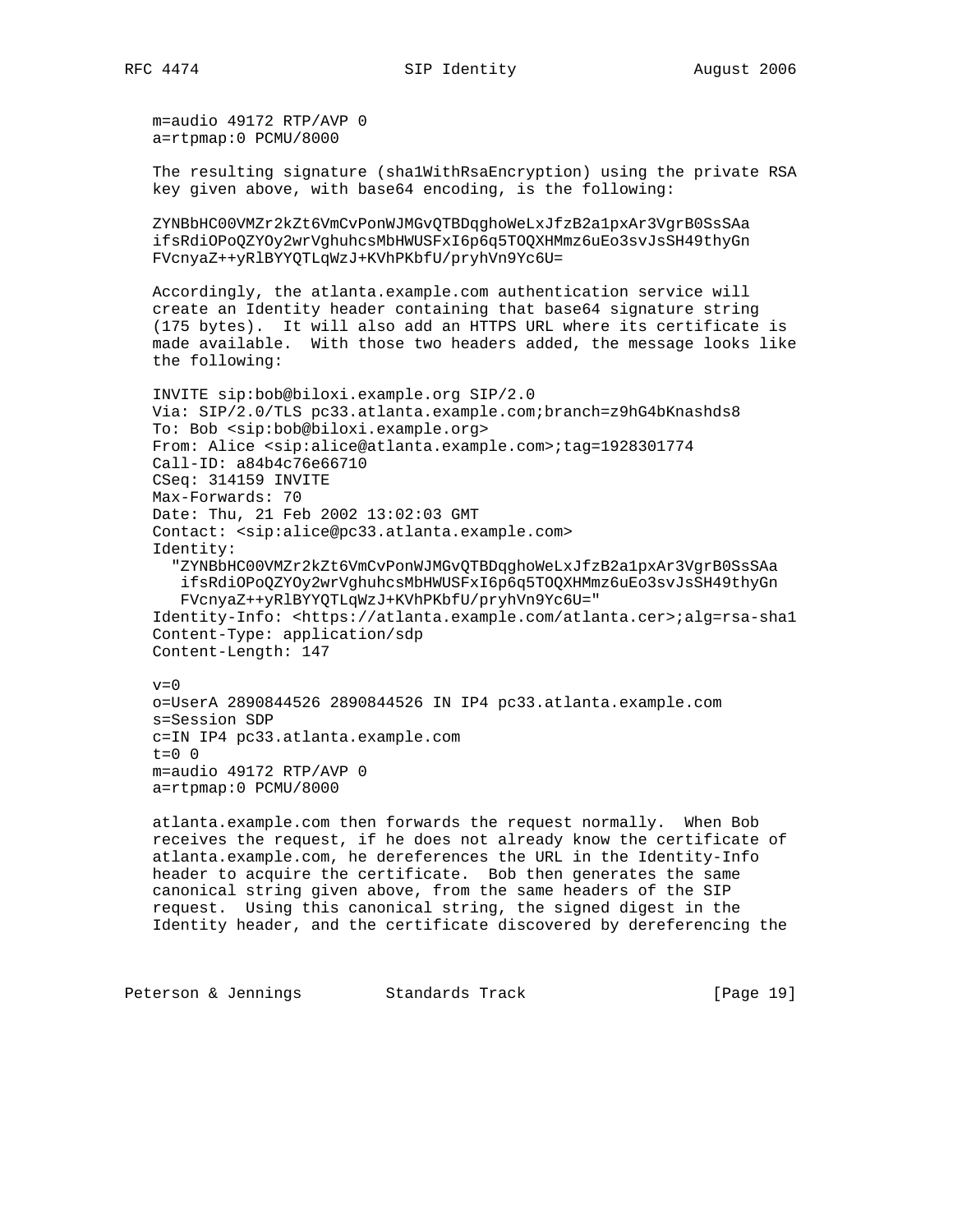```
m=audio 49172 RTP/AVP 0
a=rtpmap:0 PCMU/8000
```

The resulting signature (sha1WithRsaEncryption) using the private RSA key given above, with base64 encoding, is the following:

```
ZYNBbHC00VMZr2kZt6VmCvPonWJMGvQTBDqghoWeLxJfzB2a1pxAr3VgrB0SsSAa
ifsRdiOPoQZYOy2wrVghuhcsMbHWUSFxI6p6q5TOQXHMmz6uEo3svJsSH49thyGn
FVcnyaZ++yRlBYYQTLqWzJ+KVhPKbfU/pryhVn9Yc6U=
```

Accordingly, the atlanta.example.com authentication service will create an Identity header containing that base64 signature string (175 bytes). It will also add an HTTPS URL where its certificate is made available. With those two headers added, the message looks like the following:

```
INVITE sip:bob@biloxi.example.org SIP/2.0
Via: SIP/2.0/TLS pc33.atlanta.example.com;branch=z9hG4bKnashds8
To: Bob <sip:bob@biloxi.example.org>
From: Alice <sip:alice@atlanta.example.com>;tag=1928301774
Call-ID: a84b4c76e66710
CSeq: 314159 INVITE
Max-Forwards: 70
Date: Thu, 21 Feb 2002 13:02:03 GMT
Contact: <sip:alice@pc33.atlanta.example.com>
Identity:
  "ZYNBbHC00VMZr2kZt6VmCvPonWJMGvQTBDqghoWeLxJfzB2a1pxAr3VgrB0SsSAa
   ifsRdiOPoQZYOy2wrVghuhcsMbHWUSFxI6p6q5TOQXHMmz6uEo3svJsSH49thyGn
   FVcnyaZ++yRlBYYQTLqWzJ+KVhPKbfU/pryhVn9Yc6U="
Identity-Info: <https://atlanta.example.com/atlanta.cer>;alg=rsa-sha1
Content-Type: application/sdp
Content-Length: 147

v=0
o=UserA 2890844526 2890844526 IN IP4 pc33.atlanta.example.com
s=Session SDP
c=IN IP4 pc33.atlanta.example.com
t=0 0
m=audio 49172 RTP/AVP 0
a=rtpmap:0 PCMU/8000
```

atlanta.example.com then forwards the request normally. When Bob receives the request, if he does not already know the certificate of atlanta.example.com, he dereferences the URL in the Identity-Info header to acquire the certificate. Bob then generates the same canonical string given above, from the same headers of the SIP request. Using this canonical string, the signed digest in the Identity header, and the certificate discovered by dereferencing the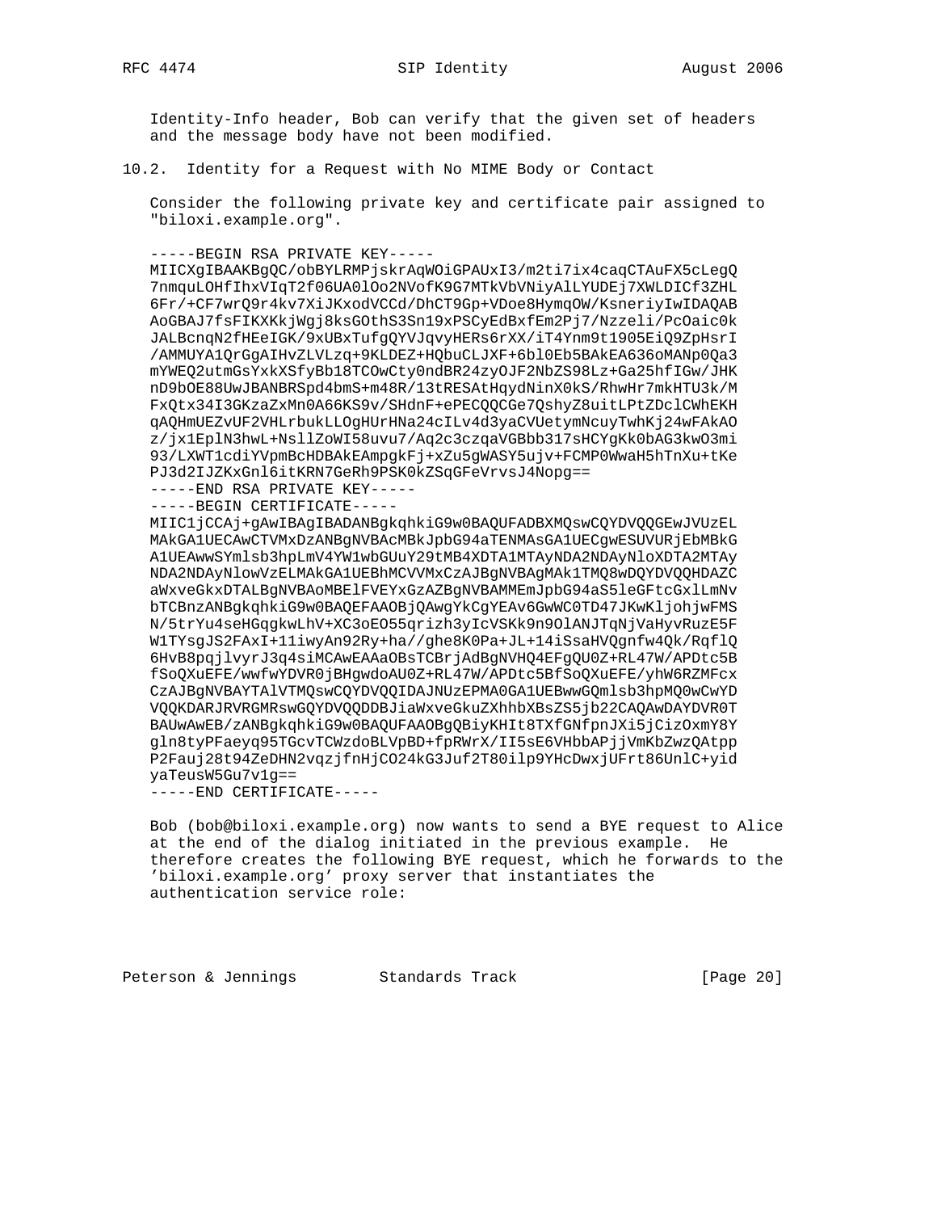Identity-Info header, Bob can verify that the given set of headers and the message body have not been modified.

## 10.2. Identity for a Request with No MIME Body or Contact

Consider the following private key and certificate pair assigned to "biloxi.example.org".

```
-----BEGIN RSA PRIVATE KEY-----
MIICXgIBAAKBgQC/obBYLRMPjskrAqWOiGPAUxI3/m2ti7ix4caqCTAuFX5cLegQ
7nmquLOHfIhxVIqT2f06UA0lOo2NVofK9G7MTkVbVNiyAlLYUDEj7XWLDICf3ZHL
6Fr/+CF7wrQ9r4kv7XiJKxodVCCd/DhCT9Gp+VDoe8HymqOW/KsneriyIwIDAQAB
AoGBAJ7fsFIKXKkjWgj8ksGOthS3Sn19xPSCyEdBxfEm2Pj7/Nzzeli/PcOaic0k
JALBcnqN2fHEeIGK/9xUBxTufgQYVJqvyHERs6rXX/iT4Ynm9t1905EiQ9ZpHsrI
/AMMUYA1QrGgAIHvZLVLzq+9KLDEZ+HQbuCLJXF+6bl0Eb5BAkEA636oMANp0Qa3
mYWEQ2utmGsYxkXSfyBb18TCOwCty0ndBR24zyOJF2NbZS98Lz+Ga25hfIGw/JHK
nD9bOE88UwJBANBRSpd4bmS+m48R/13tRESAtHqydNinX0kS/RhwHr7mkHTU3k/M
FxQtx34I3GKzaZxMn0A66KS9v/SHdnF+ePECQQCGe7QshyZ8uitLPtZDclCWhEKH
qAQHmUEZvUF2VHLrbukLLOgHUrHNa24cILv4d3yaCVUetymNcuyTwhKj24wFAkAO
z/jx1EplN3hwL+NsllZoWI58uvu7/Aq2c3czqaVGBbb317sHCYgKk0bAG3kwO3mi
93/LXWT1cdiYVpmBcHDBAkEAmpgkFj+xZu5gWASY5ujv+FCMP0WwaH5hTnXu+tKe
PJ3d2IJZKxGnl6itKRN7GeRh9PSK0kZSqGFeVrvsJ4Nopg==
-----END RSA PRIVATE KEY-----
-----BEGIN CERTIFICATE-----
MIIC1jCCAj+gAwIBAgIBADANBgkqhkiG9w0BAQUFADBXMQswCQYDVQQGEwJVUzEL
MAkGA1UECAwCTVMxDzANBgNVBAcMBkJpbG94aTENMAsGA1UECgwESUVURjEbMBkG
A1UEAwwSYmlsb3hpLmV4YW1wbGUuY29tMB4XDTA1MTAyNDA2NDAyNloXDTA2MTAy
NDA2NDAyNlowVzELMAkGA1UEBhMCVVMxCzAJBgNVBAgMAk1TMQ8wDQYDVQQHDAZC
aWxveGkxDTALBgNVBAoMBElFVEYxGzAZBgNVBAMMEmJpbG94aS5leGFtcGxlLmNv
bTCBnzANBgkqhkiG9w0BAQEFAAOBjQAwgYkCgYEAv6GwWC0TD47JKwKljohjwFMS
N/5trYu4seHGqgkwLhV+XC3oEO55qrizh3yIcVSKk9n9OlANJTqNjVaHyvRuzE5F
W1TYsgJS2FAxI+11iwyAn92Ry+ha//ghe8K0Pa+JL+14iSsaHVQgnfw4Qk/RqflQ
6HvB8pqjlvyrJ3q4siMCAwEAAaOBsTCBrjAdBgNVHQ4EFgQU0Z+RL47W/APDtc5B
fSoQXuEFE/wwfwYDVR0jBHgwdoAU0Z+RL47W/APDtc5BfSoQXuEFE/yhW6RZMFcx
CzAJBgNVBAYTAlVTMQswCQYDVQQIDAJNUzEPMA0GA1UEBwwGQmlsb3hpMQ0wCwYD
VQQKDARJRVRGMRswGQYDVQQDDBJiaWxveGkuZXhhbXBsZS5jb22CAQAwDAYDVR0T
BAUwAwEB/zANBgkqhkiG9w0BAQUFAAOBgQBiyKHIt8TXfGNfpnJXi5jCizOxmY8Y
gln8tyPFaeyq95TGcvTCWzdoBLVpBD+fpRWrX/II5sE6VHbbAPjjVmKbZwzQAtpp
P2Fauj28t94ZeDHN2vqzjfnHjCO24kG3Juf2T80ilp9YHcDwxjUFrt86UnlC+yid
yaTeusW5Gu7v1g==
-----END CERTIFICATE-----
```

Bob (bob@biloxi.example.org) now wants to send a BYE request to Alice at the end of the dialog initiated in the previous example. He therefore creates the following BYE request, which he forwards to the 'biloxi.example.org' proxy server that instantiates the authentication service role: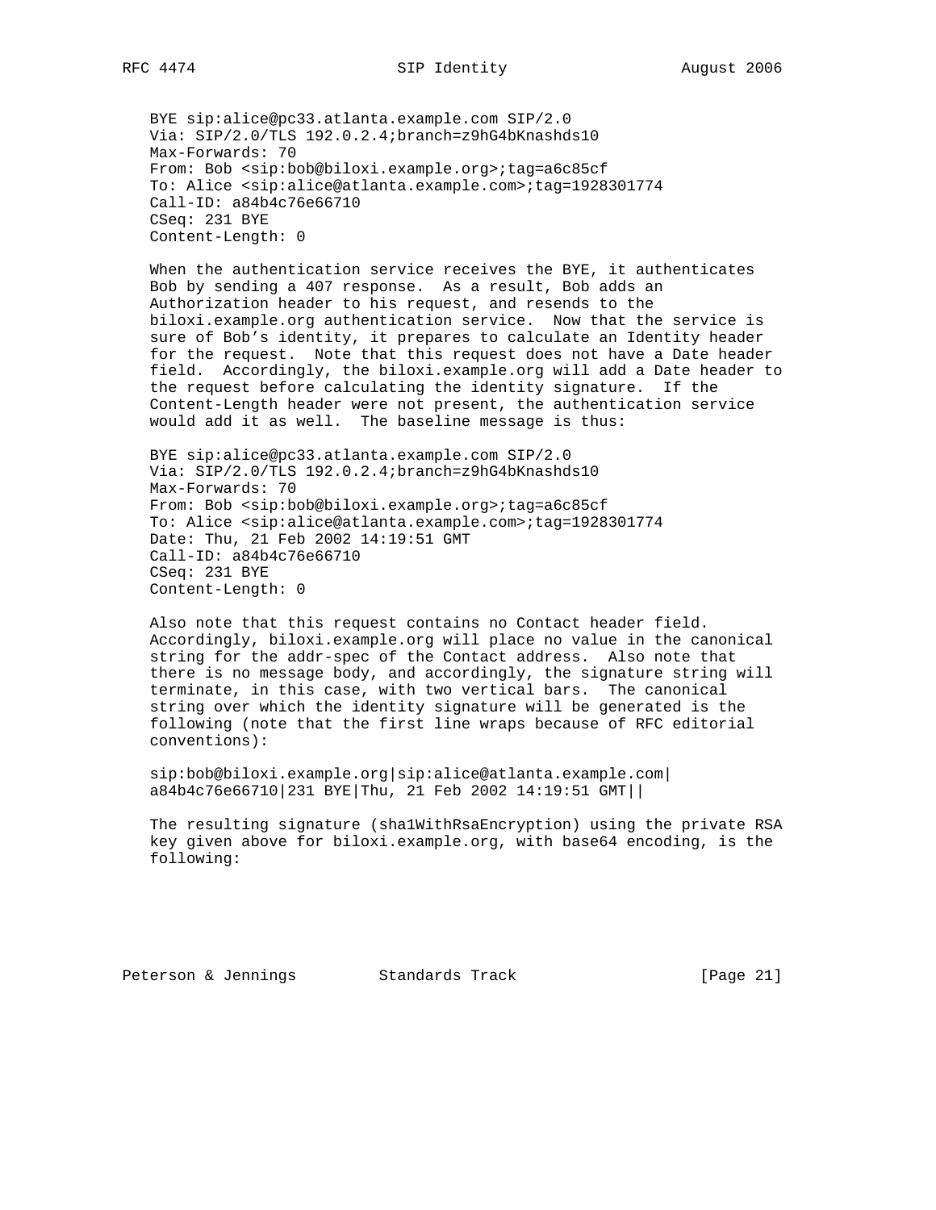```
BYE sip:alice@pc33.atlanta.example.com SIP/2.0
Via: SIP/2.0/TLS 192.0.2.4;branch=z9hG4bKnashds10
Max-Forwards: 70
From: Bob <sip:bob@biloxi.example.org>;tag=a6c85cf
To: Alice <sip:alice@atlanta.example.com>;tag=1928301774
Call-ID: a84b4c76e66710
CSeq: 231 BYE
Content-Length: 0
```

When the authentication service receives the BYE, it authenticates Bob by sending a 407 response. As a result, Bob adds an Authorization header to his request, and resends to the biloxi.example.org authentication service. Now that the service is sure of Bob’s identity, it prepares to calculate an Identity header for the request. Note that this request does not have a Date header field. Accordingly, the biloxi.example.org will add a Date header to the request before calculating the identity signature. If the Content-Length header were not present, the authentication service would add it as well. The baseline message is thus:

```
BYE sip:alice@pc33.atlanta.example.com SIP/2.0
Via: SIP/2.0/TLS 192.0.2.4;branch=z9hG4bKnashds10
Max-Forwards: 70
From: Bob <sip:bob@biloxi.example.org>;tag=a6c85cf
To: Alice <sip:alice@atlanta.example.com>;tag=1928301774
Date: Thu, 21 Feb 2002 14:19:51 GMT
Call-ID: a84b4c76e66710
CSeq: 231 BYE
Content-Length: 0
```

Also note that this request contains no Contact header field. Accordingly, biloxi.example.org will place no value in the canonical string for the addr-spec of the Contact address. Also note that there is no message body, and accordingly, the signature string will terminate, in this case, with two vertical bars. The canonical string over which the identity signature will be generated is the following (note that the first line wraps because of RFC editorial conventions):

```
sip:bob@biloxi.example.org|sip:alice@atlanta.example.com|
a84b4c76e66710|231 BYE|Thu, 21 Feb 2002 14:19:51 GMT||
```

The resulting signature (sha1WithRsaEncryption) using the private RSA key given above for biloxi.example.org, with base64 encoding, is the following: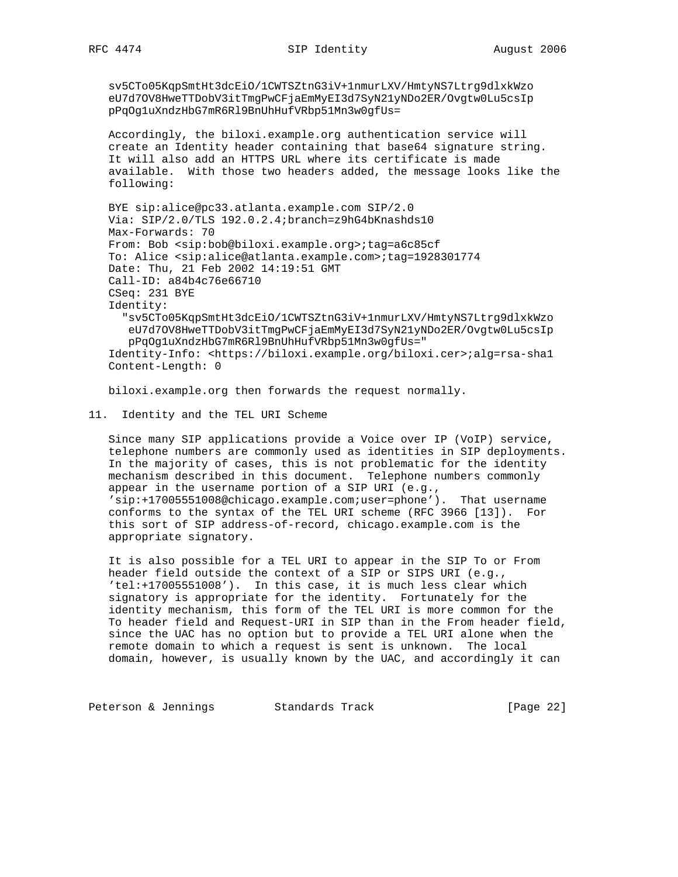```
sv5CTo05KqpSmtHt3dcEiO/1CWTSZtnG3iV+1nmurLXV/HmtyNS7Ltrg9dlxkWzo
eU7d7OV8HweTTDobV3itTmgPwCFjaEmMyEI3d7SyN21yNDo2ER/Ovgtw0Lu5csIp
pPqOg1uXndzHbG7mR6Rl9BnUhHufVRbp51Mn3w0gfUs=
```

Accordingly, the biloxi.example.org authentication service will create an Identity header containing that base64 signature string. It will also add an HTTPS URL where its certificate is made available. With those two headers added, the message looks like the following:

```
BYE sip:alice@pc33.atlanta.example.com SIP/2.0
Via: SIP/2.0/TLS 192.0.2.4;branch=z9hG4bKnashds10
Max-Forwards: 70
From: Bob <sip:bob@biloxi.example.org>;tag=a6c85cf
To: Alice <sip:alice@atlanta.example.com>;tag=1928301774
Date: Thu, 21 Feb 2002 14:19:51 GMT
Call-ID: a84b4c76e66710
CSeq: 231 BYE
Identity:
  "sv5CTo05KqpSmtHt3dcEiO/1CWTSZtnG3iV+1nmurLXV/HmtyNS7Ltrg9dlxkWzo
   eU7d7OV8HweTTDobV3itTmgPwCFjaEmMyEI3d7SyN21yNDo2ER/Ovgtw0Lu5csIp
   pPqOg1uXndzHbG7mR6Rl9BnUhHufVRbp51Mn3w0gfUs="
Identity-Info: <https://biloxi.example.org/biloxi.cer>;alg=rsa-sha1
Content-Length: 0
```

biloxi.example.org then forwards the request normally.

## 11. Identity and the TEL URI Scheme

Since many SIP applications provide a Voice over IP (VoIP) service, telephone numbers are commonly used as identities in SIP deployments. In the majority of cases, this is not problematic for the identity mechanism described in this document. Telephone numbers commonly appear in the username portion of a SIP URI (e.g., 'sip:+17005551008@chicago.example.com;user=phone'). That username conforms to the syntax of the TEL URI scheme (RFC 3966 [13]). For this sort of SIP address-of-record, chicago.example.com is the appropriate signatory.

It is also possible for a TEL URI to appear in the SIP To or From header field outside the context of a SIP or SIPS URI (e.g., 'tel:+17005551008'). In this case, it is much less clear which signatory is appropriate for the identity. Fortunately for the identity mechanism, this form of the TEL URI is more common for the To header field and Request-URI in SIP than in the From header field, since the UAC has no option but to provide a TEL URI alone when the remote domain to which a request is sent is unknown. The local domain, however, is usually known by the UAC, and accordingly it can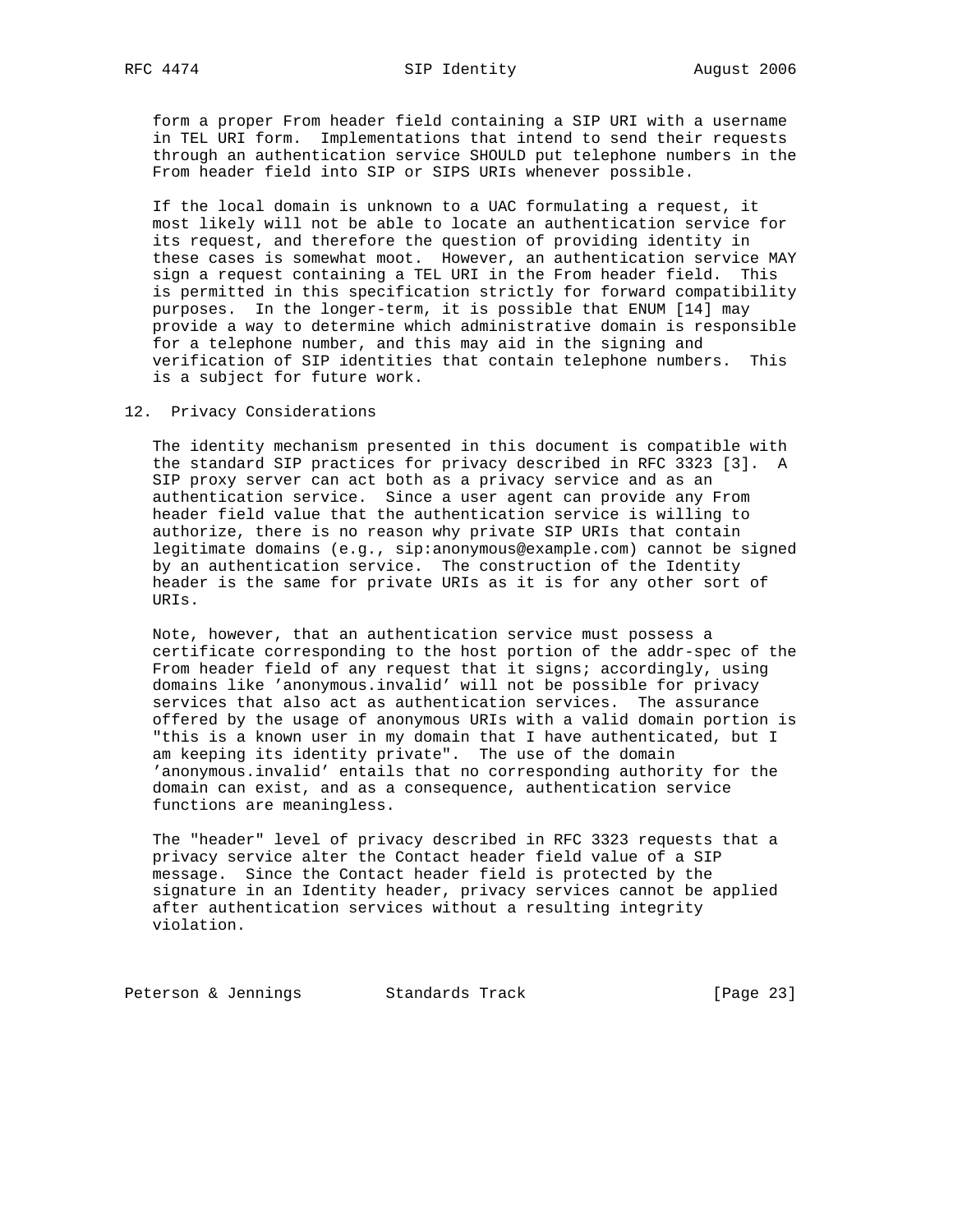form a proper From header field containing a SIP URI with a username in TEL URI form. Implementations that intend to send their requests through an authentication service SHOULD put telephone numbers in the From header field into SIP or SIPS URIs whenever possible.

If the local domain is unknown to a UAC formulating a request, it most likely will not be able to locate an authentication service for its request, and therefore the question of providing identity in these cases is somewhat moot. However, an authentication service MAY sign a request containing a TEL URI in the From header field. This is permitted in this specification strictly for forward compatibility purposes. In the longer-term, it is possible that ENUM [14] may provide a way to determine which administrative domain is responsible for a telephone number, and this may aid in the signing and verification of SIP identities that contain telephone numbers. This is a subject for future work.

## 12. Privacy Considerations

The identity mechanism presented in this document is compatible with the standard SIP practices for privacy described in RFC 3323 [3]. A SIP proxy server can act both as a privacy service and as an authentication service. Since a user agent can provide any From header field value that the authentication service is willing to authorize, there is no reason why private SIP URIs that contain legitimate domains (e.g., sip:anonymous@example.com) cannot be signed by an authentication service. The construction of the Identity header is the same for private URIs as it is for any other sort of URIs.

Note, however, that an authentication service must possess a certificate corresponding to the host portion of the addr-spec of the From header field of any request that it signs; accordingly, using domains like 'anonymous.invalid' will not be possible for privacy services that also act as authentication services. The assurance offered by the usage of anonymous URIs with a valid domain portion is "this is a known user in my domain that I have authenticated, but I am keeping its identity private". The use of the domain 'anonymous.invalid' entails that no corresponding authority for the domain can exist, and as a consequence, authentication service functions are meaningless.

The "header" level of privacy described in RFC 3323 requests that a privacy service alter the Contact header field value of a SIP message. Since the Contact header field is protected by the signature in an Identity header, privacy services cannot be applied after authentication services without a resulting integrity violation.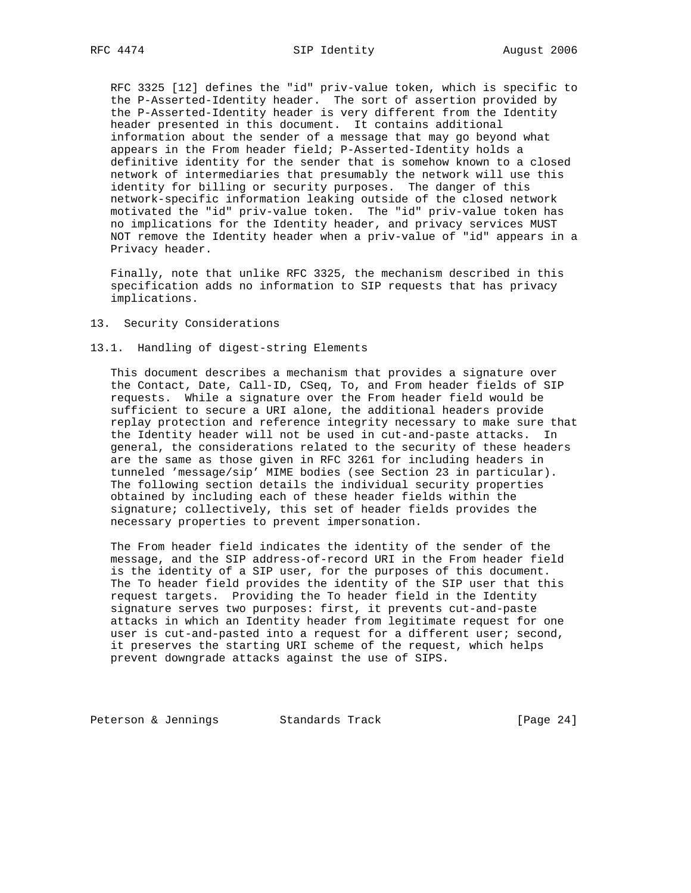RFC 3325 [12] defines the "id" priv-value token, which is specific to the P-Asserted-Identity header. The sort of assertion provided by the P-Asserted-Identity header is very different from the Identity header presented in this document. It contains additional information about the sender of a message that may go beyond what appears in the From header field; P-Asserted-Identity holds a definitive identity for the sender that is somehow known to a closed network of intermediaries that presumably the network will use this identity for billing or security purposes. The danger of this network-specific information leaking outside of the closed network motivated the "id" priv-value token. The "id" priv-value token has no implications for the Identity header, and privacy services MUST NOT remove the Identity header when a priv-value of "id" appears in a Privacy header.

Finally, note that unlike RFC 3325, the mechanism described in this specification adds no information to SIP requests that has privacy implications.

## 13. Security Considerations

### 13.1. Handling of digest-string Elements

This document describes a mechanism that provides a signature over the Contact, Date, Call-ID, CSeq, To, and From header fields of SIP requests. While a signature over the From header field would be sufficient to secure a URI alone, the additional headers provide replay protection and reference integrity necessary to make sure that the Identity header will not be used in cut-and-paste attacks. In general, the considerations related to the security of these headers are the same as those given in RFC 3261 for including headers in tunneled 'message/sip' MIME bodies (see Section 23 in particular). The following section details the individual security properties obtained by including each of these header fields within the signature; collectively, this set of header fields provides the necessary properties to prevent impersonation.

The From header field indicates the identity of the sender of the message, and the SIP address-of-record URI in the From header field is the identity of a SIP user, for the purposes of this document. The To header field provides the identity of the SIP user that this request targets. Providing the To header field in the Identity signature serves two purposes: first, it prevents cut-and-paste attacks in which an Identity header from legitimate request for one user is cut-and-pasted into a request for a different user; second, it preserves the starting URI scheme of the request, which helps prevent downgrade attacks against the use of SIPS.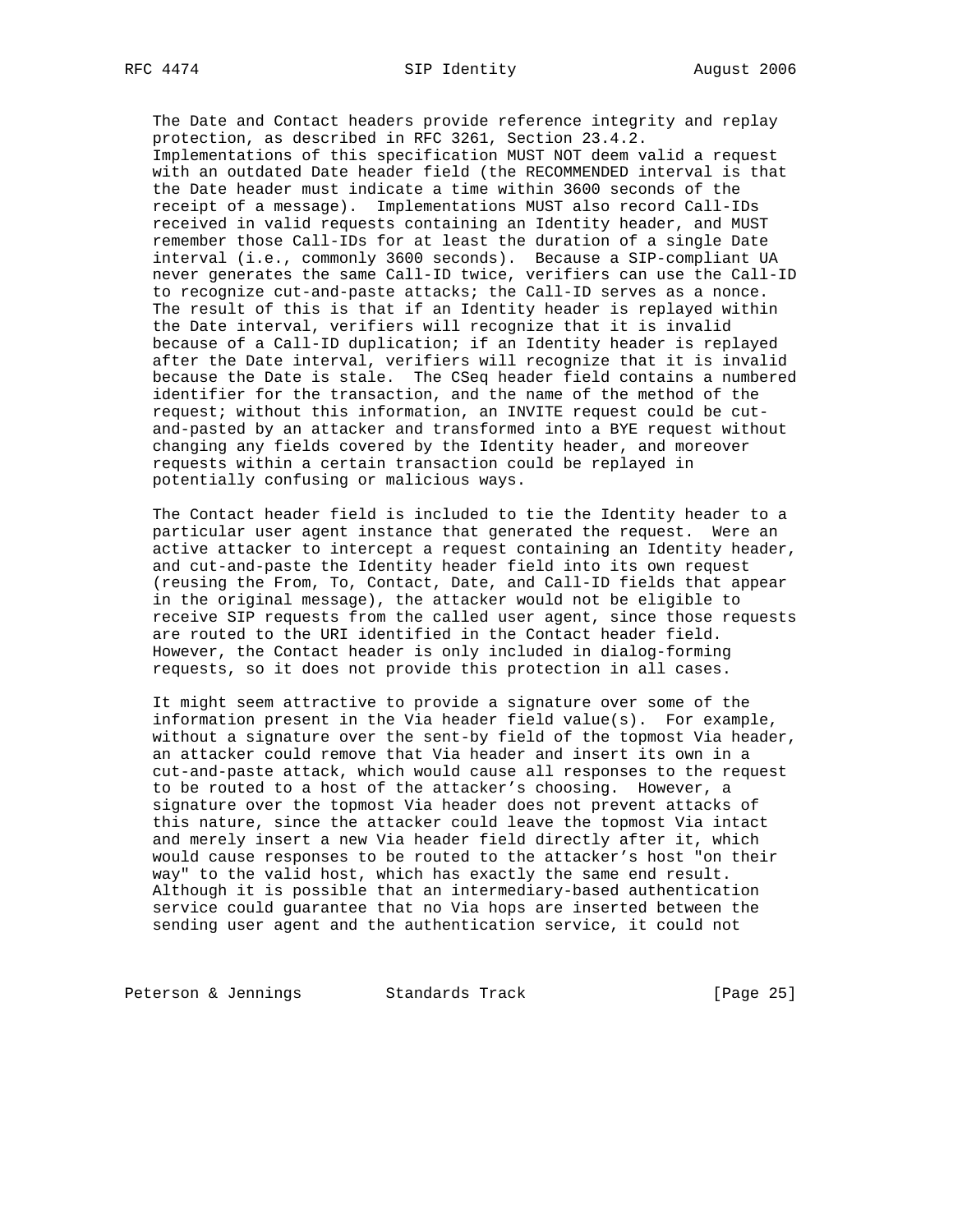The Date and Contact headers provide reference integrity and replay protection, as described in RFC 3261, Section 23.4.2. Implementations of this specification MUST NOT deem valid a request with an outdated Date header field (the RECOMMENDED interval is that the Date header must indicate a time within 3600 seconds of the receipt of a message). Implementations MUST also record Call-IDs received in valid requests containing an Identity header, and MUST remember those Call-IDs for at least the duration of a single Date interval (i.e., commonly 3600 seconds). Because a SIP-compliant UA never generates the same Call-ID twice, verifiers can use the Call-ID to recognize cut-and-paste attacks; the Call-ID serves as a nonce. The result of this is that if an Identity header is replayed within the Date interval, verifiers will recognize that it is invalid because of a Call-ID duplication; if an Identity header is replayed after the Date interval, verifiers will recognize that it is invalid because the Date is stale. The CSeq header field contains a numbered identifier for the transaction, and the name of the method of the request; without this information, an INVITE request could be cut-and-pasted by an attacker and transformed into a BYE request without changing any fields covered by the Identity header, and moreover requests within a certain transaction could be replayed in potentially confusing or malicious ways.

The Contact header field is included to tie the Identity header to a particular user agent instance that generated the request. Were an active attacker to intercept a request containing an Identity header, and cut-and-paste the Identity header field into its own request (reusing the From, To, Contact, Date, and Call-ID fields that appear in the original message), the attacker would not be eligible to receive SIP requests from the called user agent, since those requests are routed to the URI identified in the Contact header field. However, the Contact header is only included in dialog-forming requests, so it does not provide this protection in all cases.

It might seem attractive to provide a signature over some of the information present in the Via header field value(s). For example, without a signature over the sent-by field of the topmost Via header, an attacker could remove that Via header and insert its own in a cut-and-paste attack, which would cause all responses to the request to be routed to a host of the attacker's choosing. However, a signature over the topmost Via header does not prevent attacks of this nature, since the attacker could leave the topmost Via intact and merely insert a new Via header field directly after it, which would cause responses to be routed to the attacker's host "on their way" to the valid host, which has exactly the same end result. Although it is possible that an intermediary-based authentication service could guarantee that no Via hops are inserted between the sending user agent and the authentication service, it could not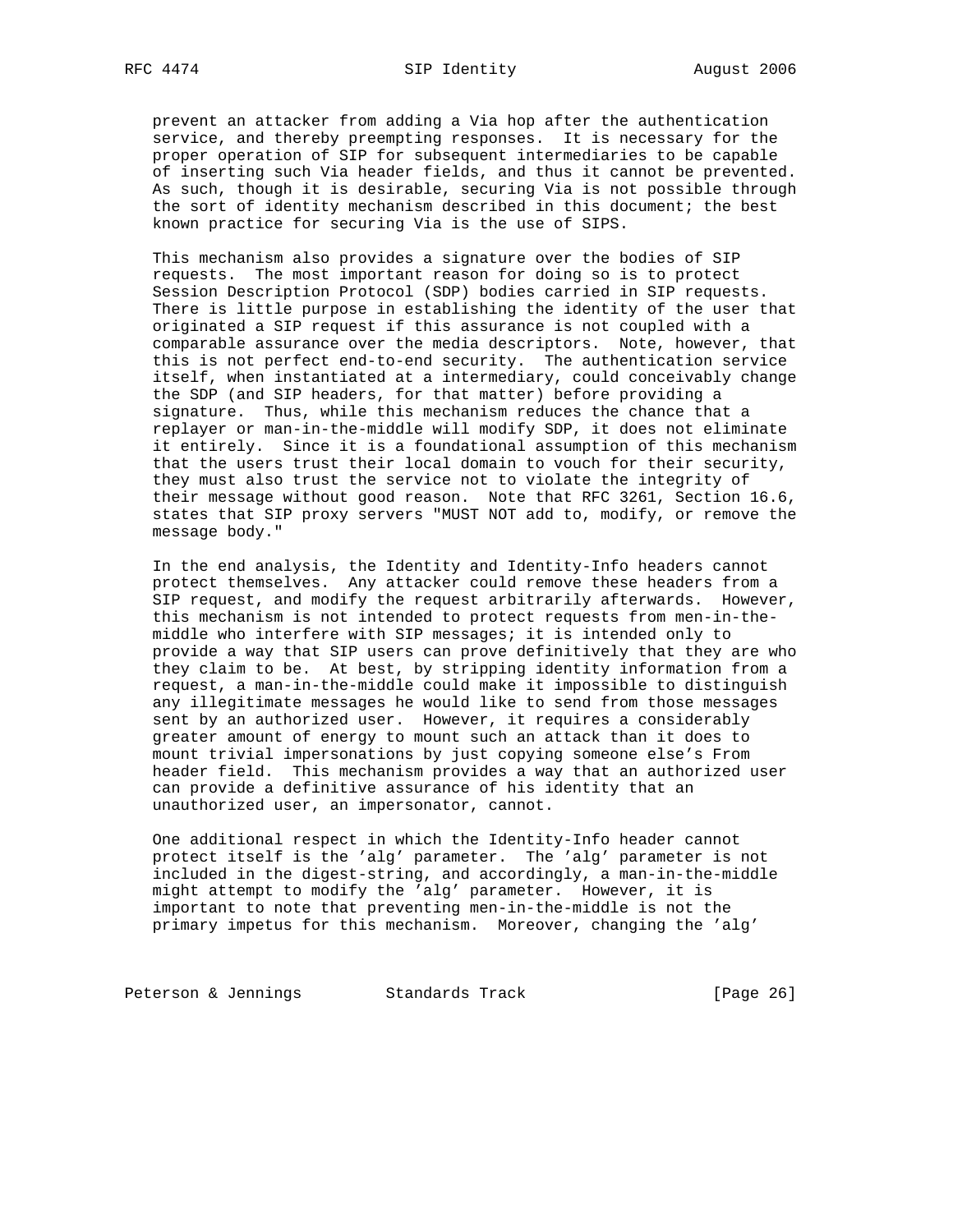prevent an attacker from adding a Via hop after the authentication service, and thereby preempting responses. It is necessary for the proper operation of SIP for subsequent intermediaries to be capable of inserting such Via header fields, and thus it cannot be prevented. As such, though it is desirable, securing Via is not possible through the sort of identity mechanism described in this document; the best known practice for securing Via is the use of SIPS.

This mechanism also provides a signature over the bodies of SIP requests. The most important reason for doing so is to protect Session Description Protocol (SDP) bodies carried in SIP requests. There is little purpose in establishing the identity of the user that originated a SIP request if this assurance is not coupled with a comparable assurance over the media descriptors. Note, however, that this is not perfect end-to-end security. The authentication service itself, when instantiated at a intermediary, could conceivably change the SDP (and SIP headers, for that matter) before providing a signature. Thus, while this mechanism reduces the chance that a replayer or man-in-the-middle will modify SDP, it does not eliminate it entirely. Since it is a foundational assumption of this mechanism that the users trust their local domain to vouch for their security, they must also trust the service not to violate the integrity of their message without good reason. Note that RFC 3261, Section 16.6, states that SIP proxy servers "MUST NOT add to, modify, or remove the message body."

In the end analysis, the Identity and Identity-Info headers cannot protect themselves. Any attacker could remove these headers from a SIP request, and modify the request arbitrarily afterwards. However, this mechanism is not intended to protect requests from men-in-the-middle who interfere with SIP messages; it is intended only to provide a way that SIP users can prove definitively that they are who they claim to be. At best, by stripping identity information from a request, a man-in-the-middle could make it impossible to distinguish any illegitimate messages he would like to send from those messages sent by an authorized user. However, it requires a considerably greater amount of energy to mount such an attack than it does to mount trivial impersonations by just copying someone else's From header field. This mechanism provides a way that an authorized user can provide a definitive assurance of his identity that an unauthorized user, an impersonator, cannot.

One additional respect in which the Identity-Info header cannot protect itself is the 'alg' parameter. The 'alg' parameter is not included in the digest-string, and accordingly, a man-in-the-middle might attempt to modify the 'alg' parameter. However, it is important to note that preventing men-in-the-middle is not the primary impetus for this mechanism. Moreover, changing the 'alg'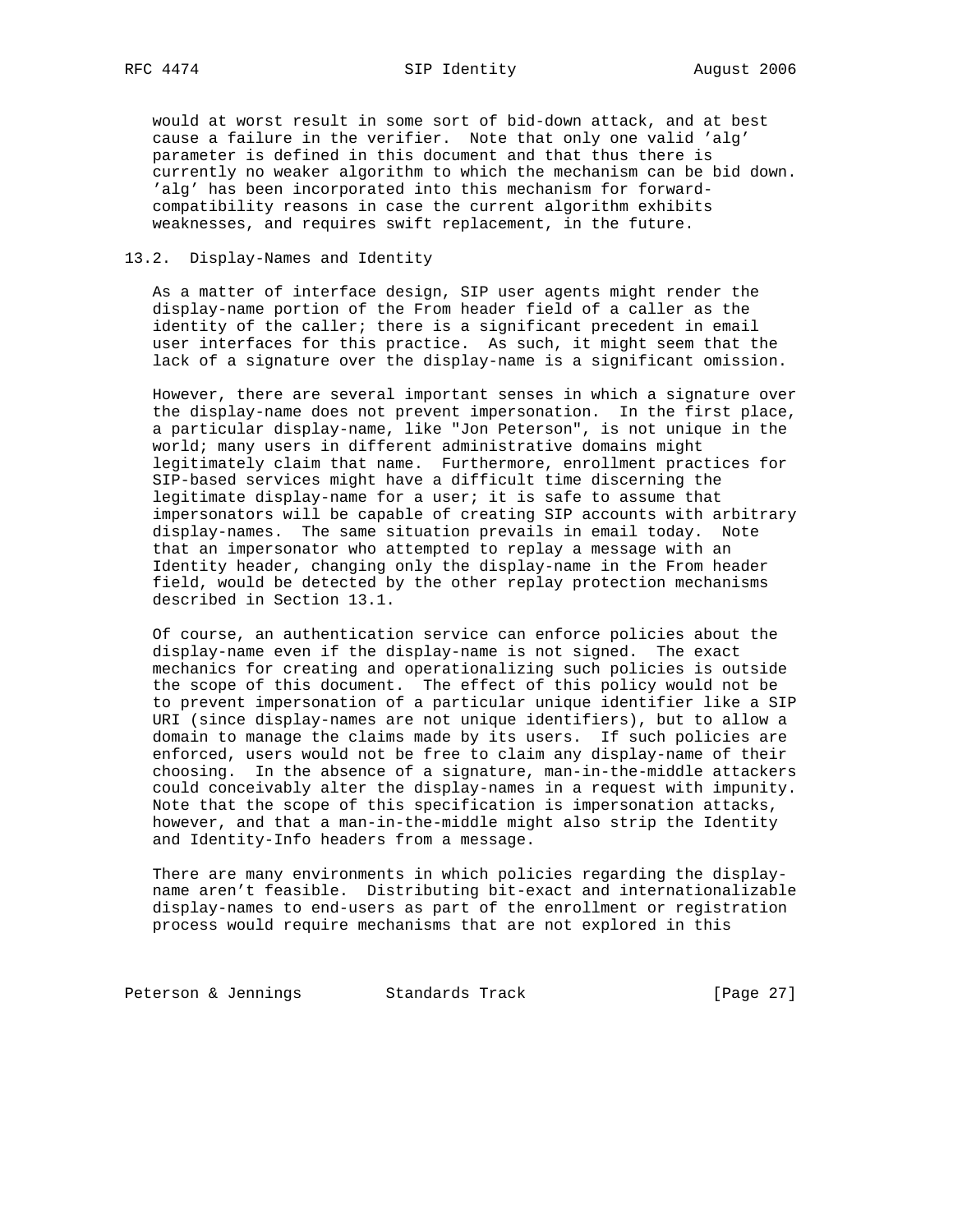would at worst result in some sort of bid-down attack, and at best cause a failure in the verifier. Note that only one valid 'alg' parameter is defined in this document and that thus there is currently no weaker algorithm to which the mechanism can be bid down. 'alg' has been incorporated into this mechanism for forward-compatibility reasons in case the current algorithm exhibits weaknesses, and requires swift replacement, in the future.

### 13.2. Display-Names and Identity

As a matter of interface design, SIP user agents might render the display-name portion of the From header field of a caller as the identity of the caller; there is a significant precedent in email user interfaces for this practice. As such, it might seem that the lack of a signature over the display-name is a significant omission.

However, there are several important senses in which a signature over the display-name does not prevent impersonation. In the first place, a particular display-name, like "Jon Peterson", is not unique in the world; many users in different administrative domains might legitimately claim that name. Furthermore, enrollment practices for SIP-based services might have a difficult time discerning the legitimate display-name for a user; it is safe to assume that impersonators will be capable of creating SIP accounts with arbitrary display-names. The same situation prevails in email today. Note that an impersonator who attempted to replay a message with an Identity header, changing only the display-name in the From header field, would be detected by the other replay protection mechanisms described in Section 13.1.

Of course, an authentication service can enforce policies about the display-name even if the display-name is not signed. The exact mechanics for creating and operationalizing such policies is outside the scope of this document. The effect of this policy would not be to prevent impersonation of a particular unique identifier like a SIP URI (since display-names are not unique identifiers), but to allow a domain to manage the claims made by its users. If such policies are enforced, users would not be free to claim any display-name of their choosing. In the absence of a signature, man-in-the-middle attackers could conceivably alter the display-names in a request with impunity. Note that the scope of this specification is impersonation attacks, however, and that a man-in-the-middle might also strip the Identity and Identity-Info headers from a message.

There are many environments in which policies regarding the display-name aren't feasible. Distributing bit-exact and internationalizable display-names to end-users as part of the enrollment or registration process would require mechanisms that are not explored in this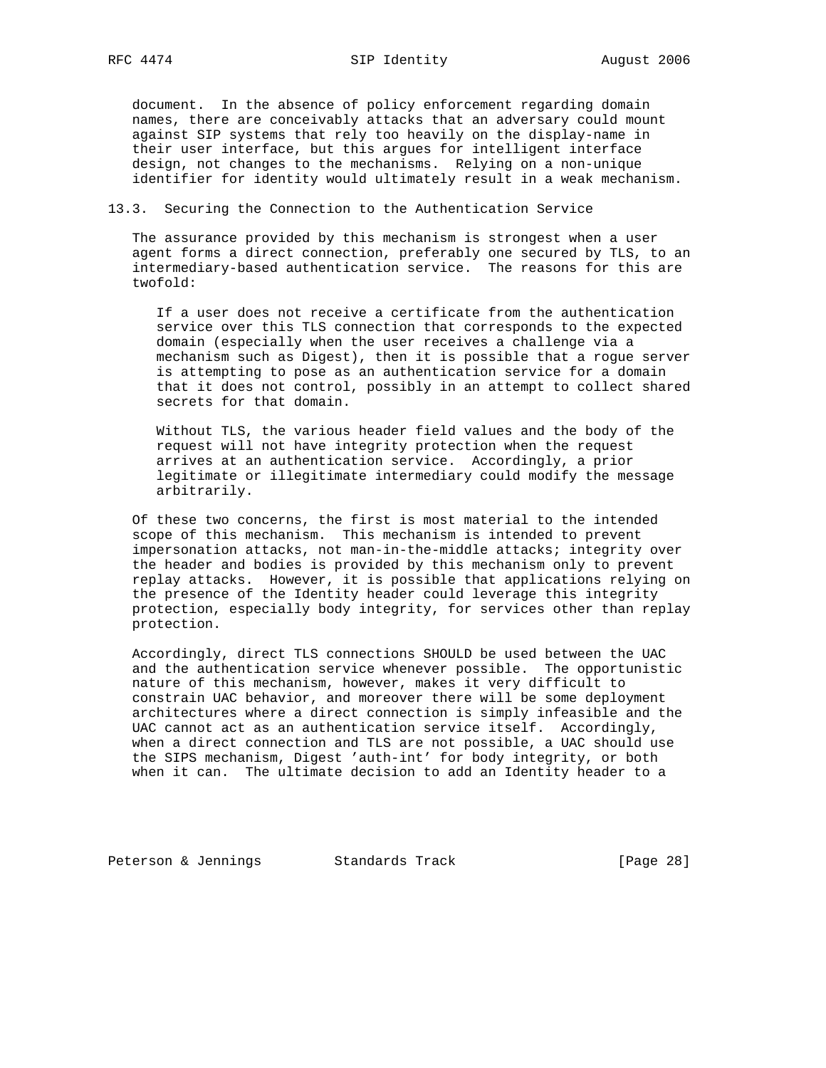document. In the absence of policy enforcement regarding domain names, there are conceivably attacks that an adversary could mount against SIP systems that rely too heavily on the display-name in their user interface, but this argues for intelligent interface design, not changes to the mechanisms. Relying on a non-unique identifier for identity would ultimately result in a weak mechanism.

### 13.3. Securing the Connection to the Authentication Service

The assurance provided by this mechanism is strongest when a user agent forms a direct connection, preferably one secured by TLS, to an intermediary-based authentication service. The reasons for this are twofold:

> If a user does not receive a certificate from the authentication service over this TLS connection that corresponds to the expected domain (especially when the user receives a challenge via a mechanism such as Digest), then it is possible that a rogue server is attempting to pose as an authentication service for a domain that it does not control, possibly in an attempt to collect shared secrets for that domain.
>
> Without TLS, the various header field values and the body of the request will not have integrity protection when the request arrives at an authentication service. Accordingly, a prior legitimate or illegitimate intermediary could modify the message arbitrarily.

Of these two concerns, the first is most material to the intended scope of this mechanism. This mechanism is intended to prevent impersonation attacks, not man-in-the-middle attacks; integrity over the header and bodies is provided by this mechanism only to prevent replay attacks. However, it is possible that applications relying on the presence of the Identity header could leverage this integrity protection, especially body integrity, for services other than replay protection.

Accordingly, direct TLS connections SHOULD be used between the UAC and the authentication service whenever possible. The opportunistic nature of this mechanism, however, makes it very difficult to constrain UAC behavior, and moreover there will be some deployment architectures where a direct connection is simply infeasible and the UAC cannot act as an authentication service itself. Accordingly, when a direct connection and TLS are not possible, a UAC should use the SIPS mechanism, Digest 'auth-int' for body integrity, or both when it can. The ultimate decision to add an Identity header to a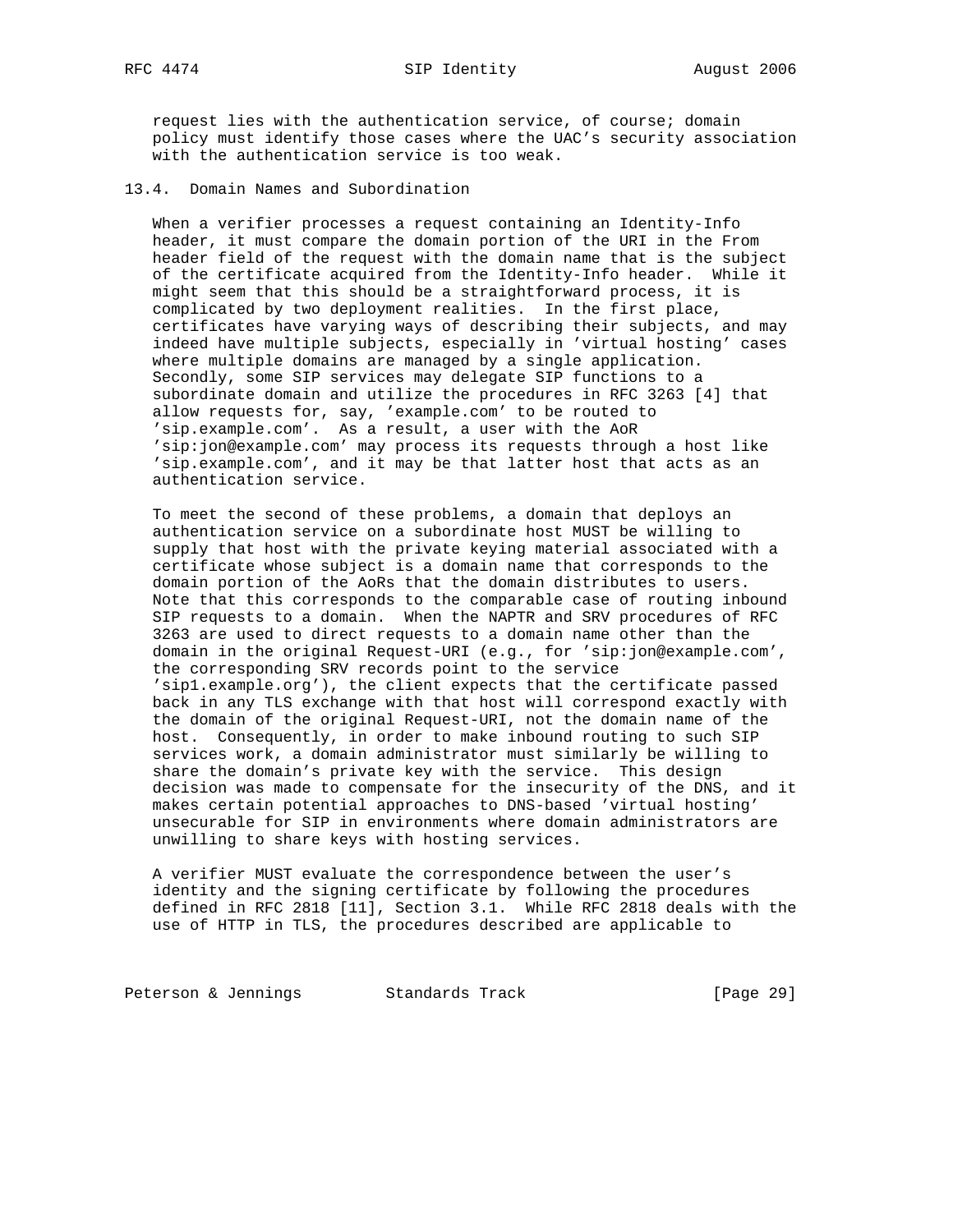request lies with the authentication service, of course; domain policy must identify those cases where the UAC's security association with the authentication service is too weak.

### 13.4. Domain Names and Subordination

When a verifier processes a request containing an Identity-Info header, it must compare the domain portion of the URI in the From header field of the request with the domain name that is the subject of the certificate acquired from the Identity-Info header. While it might seem that this should be a straightforward process, it is complicated by two deployment realities. In the first place, certificates have varying ways of describing their subjects, and may indeed have multiple subjects, especially in 'virtual hosting' cases where multiple domains are managed by a single application. Secondly, some SIP services may delegate SIP functions to a subordinate domain and utilize the procedures in RFC 3263 [4] that allow requests for, say, 'example.com' to be routed to 'sip.example.com'. As a result, a user with the AoR 'sip:jon@example.com' may process its requests through a host like 'sip.example.com', and it may be that latter host that acts as an authentication service.

To meet the second of these problems, a domain that deploys an authentication service on a subordinate host MUST be willing to supply that host with the private keying material associated with a certificate whose subject is a domain name that corresponds to the domain portion of the AoRs that the domain distributes to users. Note that this corresponds to the comparable case of routing inbound SIP requests to a domain. When the NAPTR and SRV procedures of RFC 3263 are used to direct requests to a domain name other than the domain in the original Request-URI (e.g., for 'sip:jon@example.com', the corresponding SRV records point to the service 'sip1.example.org'), the client expects that the certificate passed back in any TLS exchange with that host will correspond exactly with the domain of the original Request-URI, not the domain name of the host. Consequently, in order to make inbound routing to such SIP services work, a domain administrator must similarly be willing to share the domain's private key with the service. This design decision was made to compensate for the insecurity of the DNS, and it makes certain potential approaches to DNS-based 'virtual hosting' unsecurable for SIP in environments where domain administrators are unwilling to share keys with hosting services.

A verifier MUST evaluate the correspondence between the user's identity and the signing certificate by following the procedures defined in RFC 2818 [11], Section 3.1. While RFC 2818 deals with the use of HTTP in TLS, the procedures described are applicable to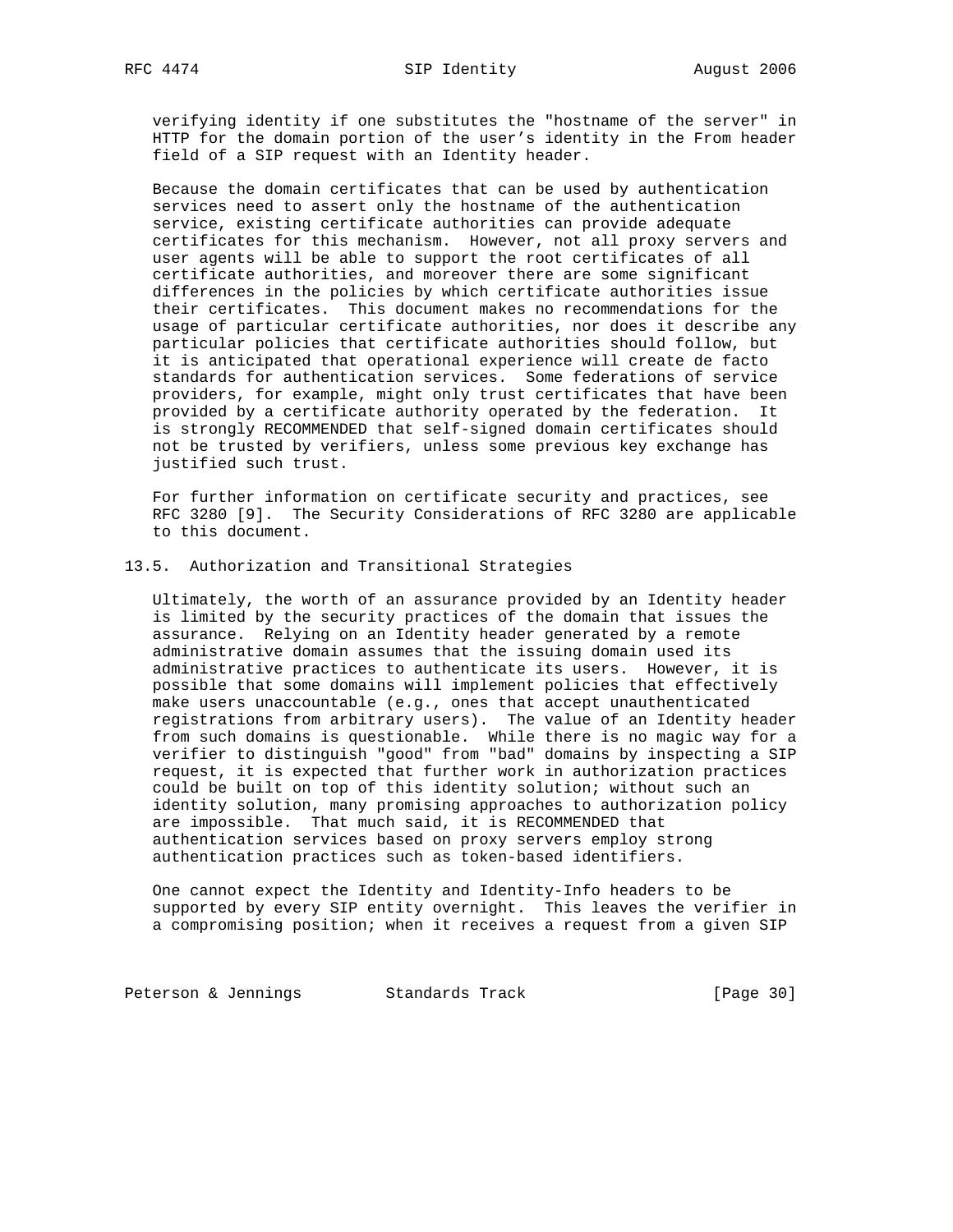verifying identity if one substitutes the "hostname of the server" in HTTP for the domain portion of the user's identity in the From header field of a SIP request with an Identity header.

Because the domain certificates that can be used by authentication services need to assert only the hostname of the authentication service, existing certificate authorities can provide adequate certificates for this mechanism. However, not all proxy servers and user agents will be able to support the root certificates of all certificate authorities, and moreover there are some significant differences in the policies by which certificate authorities issue their certificates. This document makes no recommendations for the usage of particular certificate authorities, nor does it describe any particular policies that certificate authorities should follow, but it is anticipated that operational experience will create de facto standards for authentication services. Some federations of service providers, for example, might only trust certificates that have been provided by a certificate authority operated by the federation. It is strongly RECOMMENDED that self-signed domain certificates should not be trusted by verifiers, unless some previous key exchange has justified such trust.

For further information on certificate security and practices, see RFC 3280 [9]. The Security Considerations of RFC 3280 are applicable to this document.

### 13.5. Authorization and Transitional Strategies

Ultimately, the worth of an assurance provided by an Identity header is limited by the security practices of the domain that issues the assurance. Relying on an Identity header generated by a remote administrative domain assumes that the issuing domain used its administrative practices to authenticate its users. However, it is possible that some domains will implement policies that effectively make users unaccountable (e.g., ones that accept unauthenticated registrations from arbitrary users). The value of an Identity header from such domains is questionable. While there is no magic way for a verifier to distinguish "good" from "bad" domains by inspecting a SIP request, it is expected that further work in authorization practices could be built on top of this identity solution; without such an identity solution, many promising approaches to authorization policy are impossible. That much said, it is RECOMMENDED that authentication services based on proxy servers employ strong authentication practices such as token-based identifiers.

One cannot expect the Identity and Identity-Info headers to be supported by every SIP entity overnight. This leaves the verifier in a compromising position; when it receives a request from a given SIP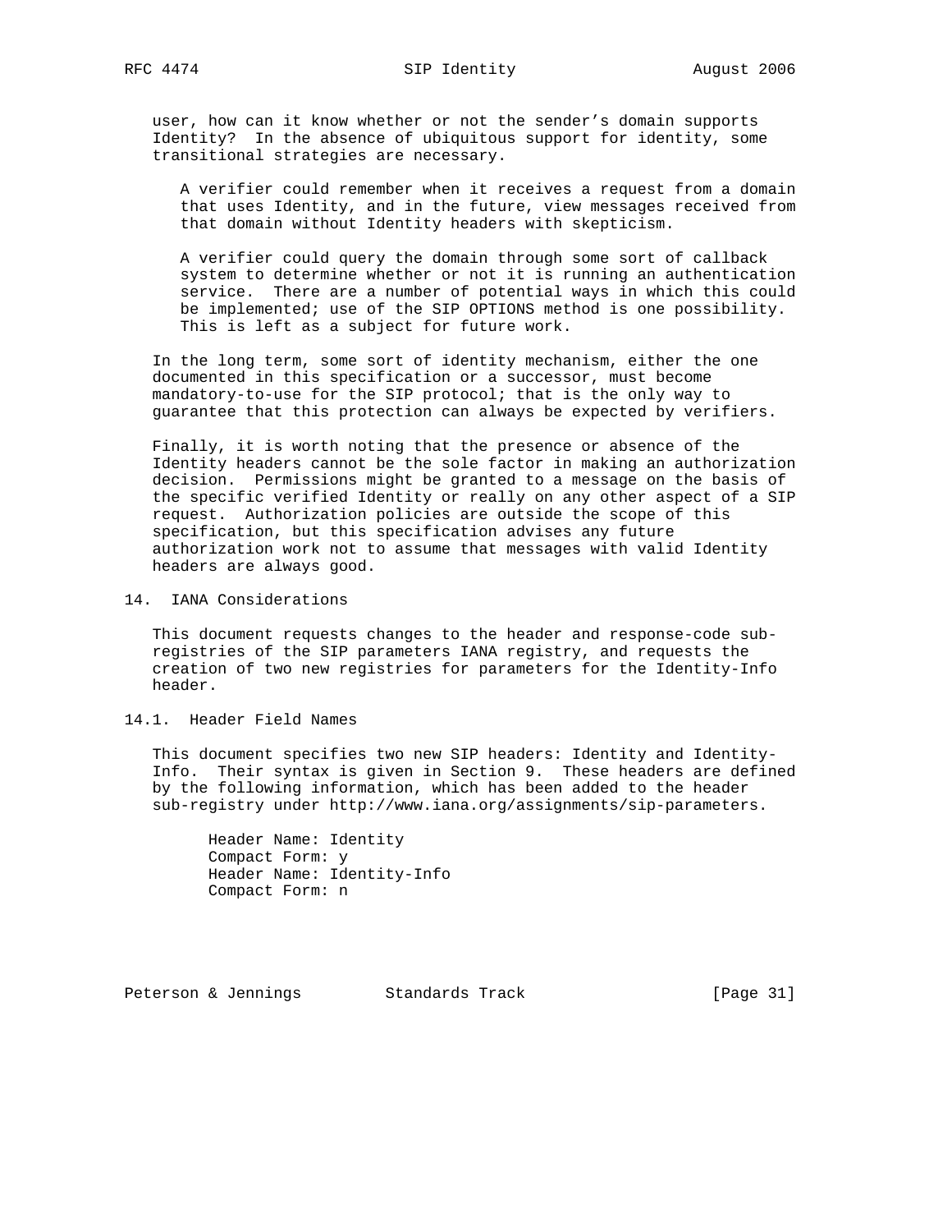user, how can it know whether or not the sender's domain supports Identity? In the absence of ubiquitous support for identity, some transitional strategies are necessary.

> A verifier could remember when it receives a request from a domain that uses Identity, and in the future, view messages received from that domain without Identity headers with skepticism.
>
> A verifier could query the domain through some sort of callback system to determine whether or not it is running an authentication service. There are a number of potential ways in which this could be implemented; use of the SIP OPTIONS method is one possibility. This is left as a subject for future work.

In the long term, some sort of identity mechanism, either the one documented in this specification or a successor, must become mandatory-to-use for the SIP protocol; that is the only way to guarantee that this protection can always be expected by verifiers.

Finally, it is worth noting that the presence or absence of the Identity headers cannot be the sole factor in making an authorization decision. Permissions might be granted to a message on the basis of the specific verified Identity or really on any other aspect of a SIP request. Authorization policies are outside the scope of this specification, but this specification advises any future authorization work not to assume that messages with valid Identity headers are always good.

## 14. IANA Considerations

This document requests changes to the header and response-code sub-registries of the SIP parameters IANA registry, and requests the creation of two new registries for parameters for the Identity-Info header.

### 14.1. Header Field Names

This document specifies two new SIP headers: Identity and Identity-Info. Their syntax is given in Section 9. These headers are defined by the following information, which has been added to the header sub-registry under http://www.iana.org/assignments/sip-parameters.

```
Header Name: Identity
Compact Form: y
Header Name: Identity-Info
Compact Form: n
```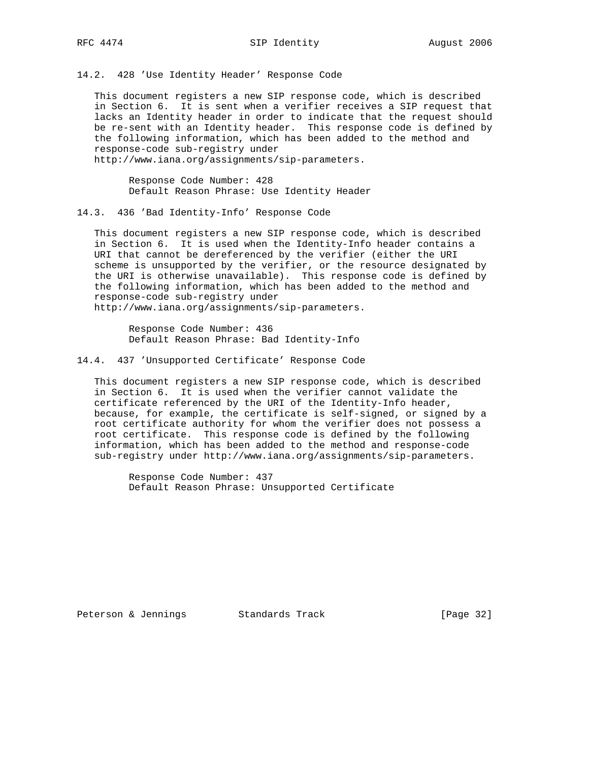### 14.2. 428 'Use Identity Header' Response Code

This document registers a new SIP response code, which is described in Section 6. It is sent when a verifier receives a SIP request that lacks an Identity header in order to indicate that the request should be re-sent with an Identity header. This response code is defined by the following information, which has been added to the method and response-code sub-registry under http://www.iana.org/assignments/sip-parameters.

    Response Code Number: 428
    Default Reason Phrase: Use Identity Header

### 14.3. 436 'Bad Identity-Info' Response Code

This document registers a new SIP response code, which is described in Section 6. It is used when the Identity-Info header contains a URI that cannot be dereferenced by the verifier (either the URI scheme is unsupported by the verifier, or the resource designated by the URI is otherwise unavailable). This response code is defined by the following information, which has been added to the method and response-code sub-registry under http://www.iana.org/assignments/sip-parameters.

    Response Code Number: 436
    Default Reason Phrase: Bad Identity-Info

### 14.4. 437 'Unsupported Certificate' Response Code

This document registers a new SIP response code, which is described in Section 6. It is used when the verifier cannot validate the certificate referenced by the URI of the Identity-Info header, because, for example, the certificate is self-signed, or signed by a root certificate authority for whom the verifier does not possess a root certificate. This response code is defined by the following information, which has been added to the method and response-code sub-registry under http://www.iana.org/assignments/sip-parameters.

    Response Code Number: 437
    Default Reason Phrase: Unsupported Certificate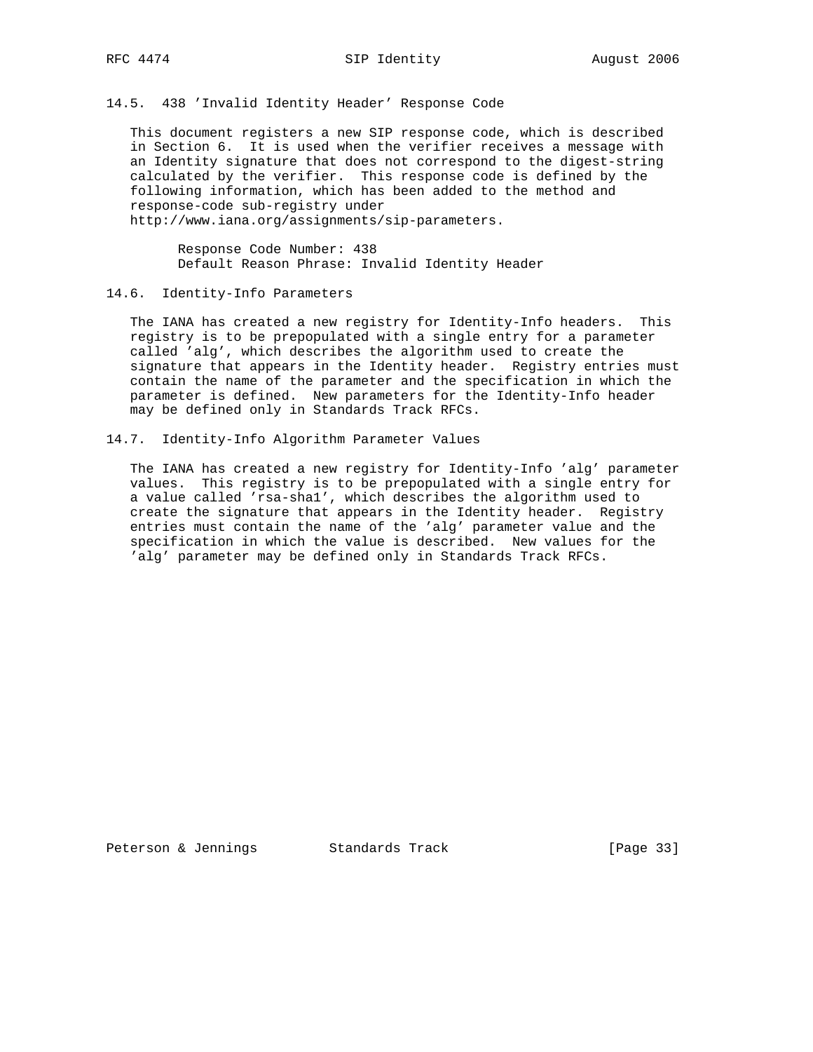### 14.5. 438 'Invalid Identity Header' Response Code

This document registers a new SIP response code, which is described in Section 6. It is used when the verifier receives a message with an Identity signature that does not correspond to the digest-string calculated by the verifier. This response code is defined by the following information, which has been added to the method and response-code sub-registry under http://www.iana.org/assignments/sip-parameters.

Response Code Number: 438
Default Reason Phrase: Invalid Identity Header

### 14.6. Identity-Info Parameters

The IANA has created a new registry for Identity-Info headers. This registry is to be prepopulated with a single entry for a parameter called 'alg', which describes the algorithm used to create the signature that appears in the Identity header. Registry entries must contain the name of the parameter and the specification in which the parameter is defined. New parameters for the Identity-Info header may be defined only in Standards Track RFCs.

### 14.7. Identity-Info Algorithm Parameter Values

The IANA has created a new registry for Identity-Info 'alg' parameter values. This registry is to be prepopulated with a single entry for a value called 'rsa-sha1', which describes the algorithm used to create the signature that appears in the Identity header. Registry entries must contain the name of the 'alg' parameter value and the specification in which the value is described. New values for the 'alg' parameter may be defined only in Standards Track RFCs.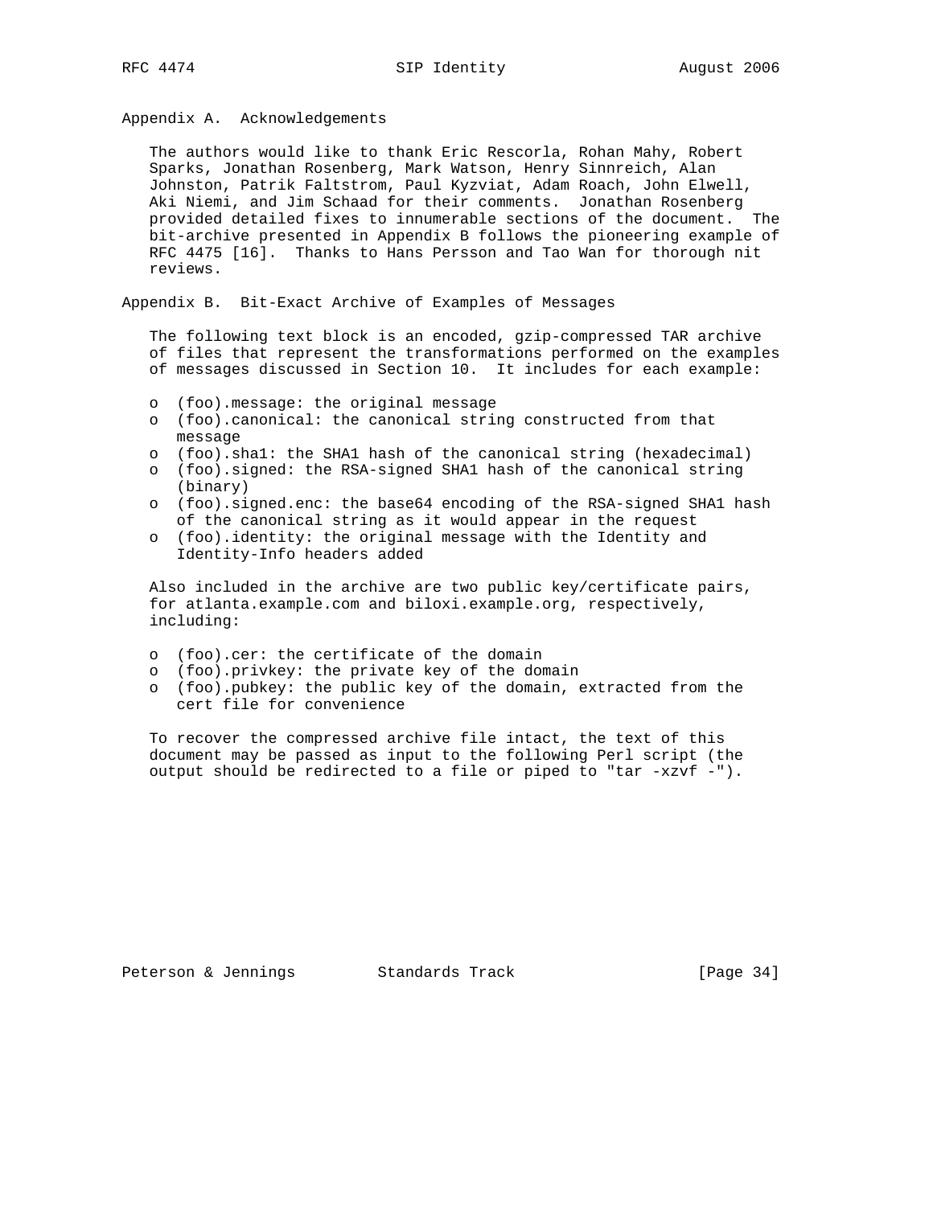## Appendix A. Acknowledgements

The authors would like to thank Eric Rescorla, Rohan Mahy, Robert Sparks, Jonathan Rosenberg, Mark Watson, Henry Sinnreich, Alan Johnston, Patrik Faltstrom, Paul Kyzviat, Adam Roach, John Elwell, Aki Niemi, and Jim Schaad for their comments. Jonathan Rosenberg provided detailed fixes to innumerable sections of the document. The bit-archive presented in Appendix B follows the pioneering example of RFC 4475 [16]. Thanks to Hans Persson and Tao Wan for thorough nit reviews.

## Appendix B. Bit-Exact Archive of Examples of Messages

The following text block is an encoded, gzip-compressed TAR archive of files that represent the transformations performed on the examples of messages discussed in Section 10. It includes for each example:

- (foo).message: the original message
- (foo).canonical: the canonical string constructed from that message
- (foo).sha1: the SHA1 hash of the canonical string (hexadecimal)
- (foo).signed: the RSA-signed SHA1 hash of the canonical string (binary)
- (foo).signed.enc: the base64 encoding of the RSA-signed SHA1 hash of the canonical string as it would appear in the request
- (foo).identity: the original message with the Identity and Identity-Info headers added

Also included in the archive are two public key/certificate pairs, for atlanta.example.com and biloxi.example.org, respectively, including:

- (foo).cer: the certificate of the domain
- (foo).privkey: the private key of the domain
- (foo).pubkey: the public key of the domain, extracted from the cert file for convenience

To recover the compressed archive file intact, the text of this document may be passed as input to the following Perl script (the output should be redirected to a file or piped to "tar -xzvf -").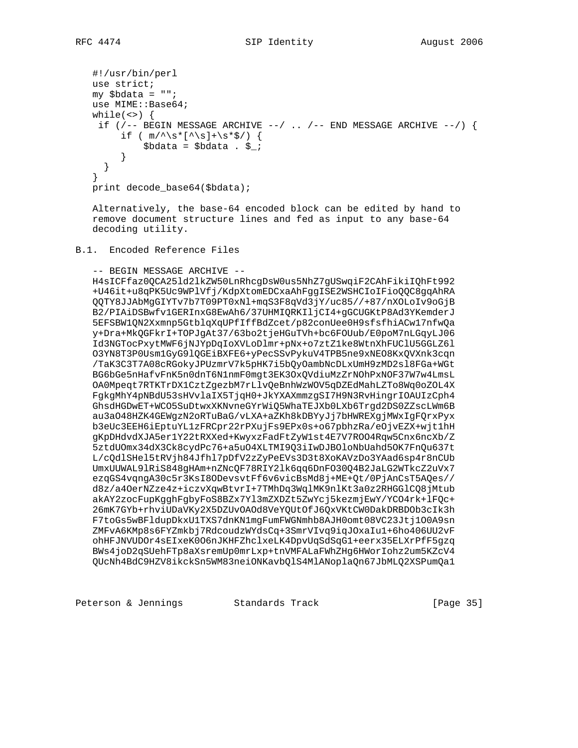```
#!/usr/bin/perl
use strict;
my $bdata = "";
use MIME::Base64;
while(<>) {
 if (/-- BEGIN MESSAGE ARCHIVE --/ .. /-- END MESSAGE ARCHIVE --/) {
     if ( m/^\s*[^\s]+\s*$/) {
         $bdata = $bdata . $_;
     }
   }
}
print decode_base64($bdata);
```

Alternatively, the base-64 encoded block can be edited by hand to remove document structure lines and fed as input to any base-64 decoding utility.

## B.1. Encoded Reference Files

```
-- BEGIN MESSAGE ARCHIVE --
H4sICFfaz0QCA25ld2lkZW50LnRhcgDsW0us5NhSZ7gUSwqiF2CAhFikiIQhFt992
+U46it+u8qPK5Uc9WPlVfj/KdpXtomEDCxaAhFggISE2WSHCIoIFioQQC8gqAhRA
QQTY8JJAbMgGIYTv7b7T09PT0xNl+mqS3F8qVd3jY/uc85//+87/nXOLoIv9oGjB
B2/PIAiDSBwfv1GERInxG8EwAh6/37UHMIQRKIljCI4+gGCUGKtP8Ad3YKemderJ
5EFSBW1QN2Xxmnp5GtblqXqUPfIffBdZcet/p82conUee0H9sfsfhiACw17nfwQa
y+Dra+MkQGFkrI+TOPJgAt37/63bo2tjeHGuTVh+bc6FOUub/E0poM7nLGqyLJ06
Id3NGTocPxytMWF6jNJYpDqIoXVLoDlmr+pNx+o7ztZ1ke8WtnXhFUClU5GGLZ6l
O3YN8T3P0Usm1GyG9lQGEiBXFE6+yPecSSvPykuV4TPB5ne9xNEO8KxQVXnk3cqn
/TaK3C3T7A08cRGokyJPUzmrV7k5pHK7i5bQyOambNcDLxUmH9zMD2sl8FGa+WGt
BG6bGe5nHafvFnK5n0dnT6N1nmF0mgt3EK3OxQVdiuMzZrNOhPxNOF37W7w4LmsL
OA0Mpeqt7RTKTrDX1CztZgezbM7rLlvQeBnhWzWOV5qDZEdMahLZTo8Wq0oZOL4X
FgkgMhY4pNBdU53sHVvlaIX5TjqH0+JkYXAXmmzgSI7H9N3RvHingrIOAUIzCph4
GhsdHGDwET+WCO5SuDtwxXKNvneGYrWiQ5WhaTEJXb0LXb6Trgd2DS0ZZscLWm6B
au3aO48HZK4GEWgzN2oRTuBaG/vLXA+aZKh8kDBYyJj7bHWREXgjMWxIgFQrxPyx
b3eUc3EEH6iEptuYL1zFRCpr22rPXujFs9EPx0s+o67pbhzRa/eOjvEZX+wjt1hH
gKpDHdvdXJA5er1Y22tRXXed+KwyxzFadFtZyW1st4E7V7ROO4Rqw5Cnx6ncXb/Z
5ztdUOmx34dX3Ck8cydPc76+a5uO4XLTMI9Q3iIwDJBOloNbUahd5OK7FnQu637t
L/cQdlSHel5tRVjh84Jfhl7pDfV2zZyPeEVs3D3t8XoKAVzDo3YAad6sp4r8nCUb
UmxUUWAL9lRiS848gHAm+nZNcQF78RIY2lk6qq6DnFO30Q4B2JaLG2WTkcZ2uVx7
ezqGS4vqngA30c5r3KsI8ODevsvtFf6v6vicBsMd8j+ME+Qt/0PjAnCsT5AQes//
d8z/a4OerNZze4z+iczvXqwBtvrI+7TMhDq3WqlMK9nlKt3a0z2RHGGlCQ8jMtub
akAY2zocFupKgghFgbyFoS8BZx7Yl3mZXDZt5ZwYcj5kezmjEwY/YCO4rk+lFQc+
26mK7GYb+rhviUDaVKy2X5DZUvOAOd8VeYQUtOfJ6QxVKtCW0DakDRBDOb3cIk3h
F7toGs5wBFldupDkxU1TXS7dnKN1mgFumFWGNmhb8AJH0omt08VC23Jtj1O0A9sn
ZMFvA6KMp8s6FYZmkbj7RdcoudzWYdsCq+3SmrVIvq9iqJOxaIu1+6ho406UU2vF
ohHFJNVUDOr4sEIxeK0O6nJKHFZhclxeLK4DpvUqSdSqG1+eerx35ELXrPfF5gzq
BWs4joD2qSUehFTp8aXsremUp0mrLxp+tnVMFALaFWhZHg6HWorIohz2um5KZcV4
QUcNh4BdC9HZV8ikckSn5WM83neiONKavbQlS4MlANoplaQn67JbMLQ2XSPumQa1
```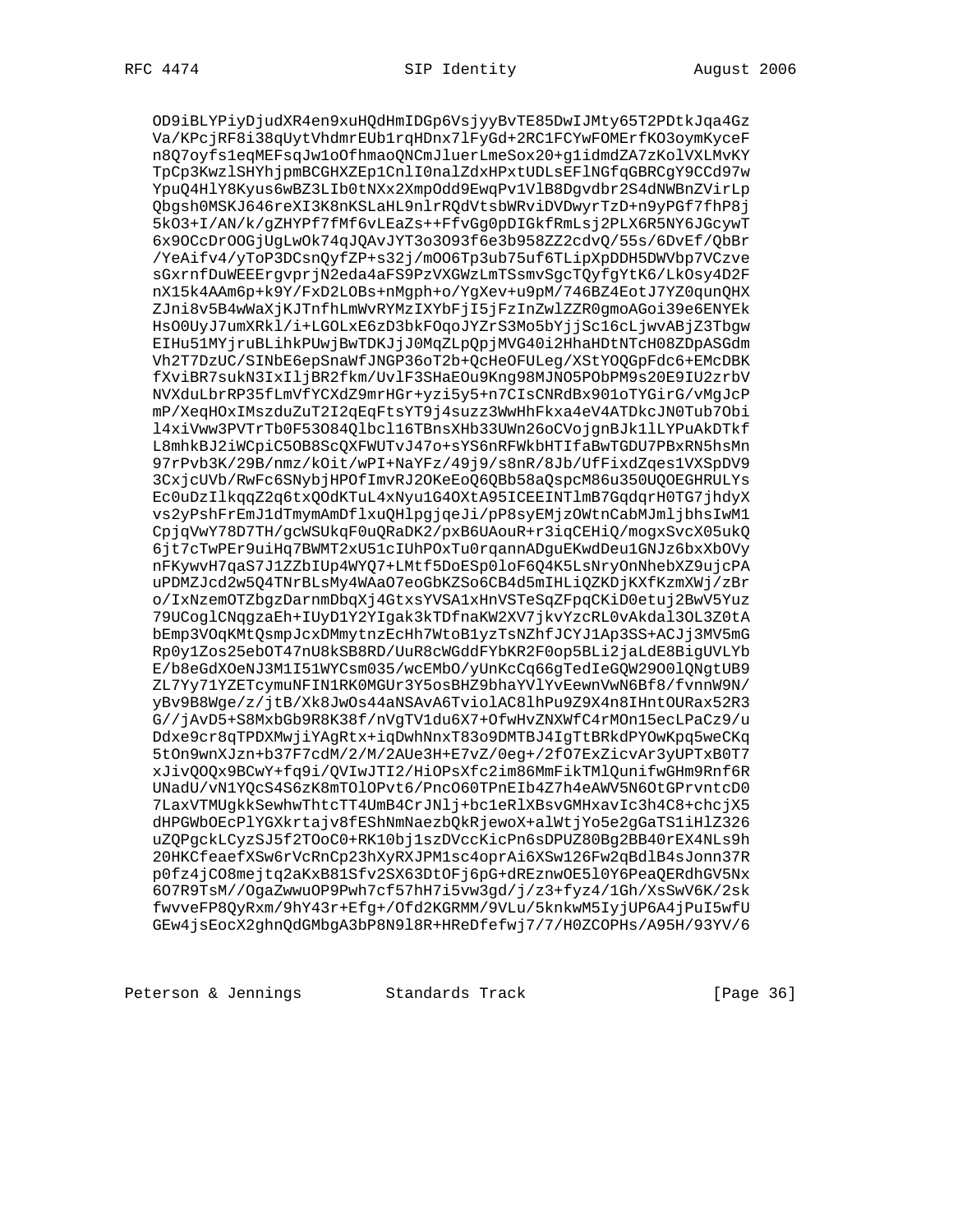```
   OD9iBLYPiyDjudXR4en9xuHQdHmIDGp6VsjyyBvTE85DwIJMty65T2PDtkJqa4Gz
   Va/KPcjRF8i38qUytVhdmrEUb1rqHDnx7lFyGd+2RC1FCYwFOMErfKO3oymKyceF
   n8Q7oyfs1eqMEFsqJw1oOfhmaoQNCmJluerLmeSox20+g1idmdZA7zKolVXLMvKY
   TpCp3KwzlSHYhjpmBCGHXZEp1CnlI0nalZdxHPxtUDLsEFlNGfqGBRCgY9CCd97w
   YpuQ4HlY8Kyus6wBZ3LIb0tNXx2XmpOdd9EwqPv1VlB8Dgvdbr2S4dNWBnZVirLp
   Qbgsh0MSKJ646reXI3K8nKSLaHL9nlrRQdVtsbWRviDVDwyrTzD+n9yPGf7fhP8j
   5kO3+I/AN/k/gZHYPf7fMf6vLEaZs++FfvGg0pDIGkfRmLsj2PLX6R5NY6JGcywT
   6x9OCcDrOOGjUgLwOk74qJQAvJYT3o3O93f6e3b958ZZ2cdvQ/55s/6DvEf/QbBr
   /YeAifv4/yToP3DCsnQyfZP+s32j/mOO6Tp3ub75uf6TLipXpDDH5DWVbp7VCzve
   sGxrnfDuWEEErgvprjN2eda4aFS9PzVXGWzLmTSsmvSgcTQyfgYtK6/LkOsy4D2F
   nX15k4AAm6p+k9Y/FxD2LOBs+nMgph+o/YgXev+u9pM/746BZ4EotJ7YZ0qunQHX
   ZJni8v5B4wWaXjKJTnfhLmWvRYMzIXYbFjI5jFzInZwlZZR0gmoAGoi39e6ENYEk
   HsO0UyJ7umXRkl/i+LGOLxE6zD3bkFOqoJYZrS3Mo5bYjjSc16cLjwvABjZ3Tbgw
   EIHu51MYjruBLihkPUwjBwTDKJjJ0MqZLpQpjMVG40i2HhaHDtNTcH08ZDpASGdm
   Vh2T7DzUC/SINbE6epSnaWfJNGP36oT2b+QcHeOFULeg/XStYOQGpFdc6+EMcDBK
   fXviBR7sukN3IxIljBR2fkm/UvlF3SHaEOu9Kng98MJNO5PObPM9s20E9IU2zrbV
   NVXduLbrRP35fLmVfYCXdZ9mrHGr+yzi5y5+n7CIsCNRdBx901oTYGirG/vMgJcP
   mP/XeqHOxIMszduZuT2I2qEqFtsYT9j4suzz3WwHhFkxa4eV4ATDkcJN0Tub7Obi
   l4xiVww3PVTrTb0F53O84Qlbcl16TBnsXHb33UWn26oCVojgnBJk1lLYPuAkDTkf
   L8mhkBJ2iWCpiC5OB8ScQXFWUTvJ47o+sYS6nRFWkbHTIfaBwTGDU7PBxRN5hsMn
   97rPvb3K/29B/nmz/kOit/wPI+NaYFz+/49j9/s8nR/8Jb/UfFixdZqes1VXSpDV9
   3CxjcUVb/RwFc6SNybjHPOfImvRJ2OKeEoQ6QBb58aQspcM86u350UQOEGHRULYs
   Ec0uDzIlkqqZ2q6txQOdKTuL4xNyu1G4OXtA95ICEEINTlmB7GqdqrH0TG7jhdyX
   vs2yPshFrEmJ1dTmymAmDflxuQHlpgjqeJi/pP8syEMjzOWtnCabMJmljbhsIwM1
   CpjqVwY78D7TH/gcWSUkqF0uQRaDK2/pxB6UAouR+r3iqCEHiQ/mogxSvcX05ukQ
   6jt7cTwPEr9uiHq7BWMT2xU51cIUhPOxTu0rqannADguEKwdDeu1GNJz6bxXbOVy
   nFKywvH7qaS7J1ZZbIUp4WYQ7+LMtf5DoESp0loF6Q4K5LsNryOnNhebXZ9ujcPA
   uPDMZJcd2w5Q4TNrBLsMy4WAaO7eoGbKZSo6CB4d5mIHLiQZKDjKXfKzmXWj/zBr
   o/IxNzemOTZbgzDarnmDbqXj4GtxsYVSA1xHnVSTeSqZFpqCKiD0etuj2BwV5Yuz
   79UCoglCNqgzaEh+IUyD1Y2YIgak3kTDfnaKW2XV7jkvYzcRL0vAkdal3OL3Z0tA
   bEmp3VOqKMtQsmpJcxDMmytnzEcHh7WtoB1yzTsNZhfJCYJ1Ap3SS+ACJj3MV5mG
   Rp0y1Zos25ebOT47nU8kSB8RD/UuR8cWGddFYbKR2F0op5BLi2jaLdE8BigUVLYb
   E/b8eGdXOeNJ3M1I51WYCsm035/wcEMbO/yUnKcCq66gTedIeGQW29O0lQNgtUB9
   ZL7Yy71YZETcymuNFIN1RK0MGUr3Y5osBHZ9bhaYVlYvEewnVwN6Bf8/fvnnW9N/
   yBv9B8Wge/z/jtB/Xk8JwOs44aNSAvA6TviolAC8lhPu9Z9X4n8IHntOURax52R3
   G//jAvD5+S8MxbGb9R8K38f/nVgTV1du6X7+OfwHvZNXWfC4rMOn15ecLPaCz9/u
   Ddxe9cr8qTPDXMwjiYAgRtx+iqDwhNnxT83o9DMTBJ4IgTtBRkdPYOwKpq5weCKq
   5tOn9wnXJzn+b37F7cdM/2/M/2AUe3H+E7vZ/0eg+/2fO7ExZicvAr3yUPTxB0T7
   xJivQOQx9BCwY+fq9i/QVIwJTI2/HiOPsXfc2im86MmFikTMlQunifwGHm9Rnf6R
   UNadU/vN1YQcS4S6zK8mTOlOPvt6/PncO60TPnEIb4Z7h4eAWV5N6OtGPrvntcD0
   7LaxVTMUgkkSewhwThtcTT4UmB4CrJNlj+bc1eRlXBsvGMHxavIc3h4C8+chcjX5
   dHPGWbOEcPlYGXkrtajv8fEShNmNaezbQkRjewoX+alWtjYo5e2gGaTS1iHlZ326
   uZQPgckLCyzSJ5f2TOoC0+RK10bj1szDVccKicPn6sDPUZ80Bg2BB40rEX4NLs9h
   20HKCfeaefXSw6rVcRnCp23hXyRXJPM1sc4oprAi6XSw126Fw2qBdlB4sJonn37R
   p0fz4jCO8mejtq2aKxB81Sfv2SX63DtOFj6pG+dREznwOE5l0Y6PeaQERdhGV5Nx
   6O7R9TsM//OgaZwwuOP9Pwh7cf57hH7i5vw3gd/j/z3+fyz4/1Gh/XsSwV6K/2sk
   fwvveFP8QyRxm/9hY43r+Efg+/Ofd2KGRMM/9VLu/5knkwM5IyjUP6A4jPuI5wfU
   GEw4jsEocX2ghnQdGMbgA3bP8N9l8R+HReDfefwj7/7/H0ZCOPHs/A95H/93YV/6
```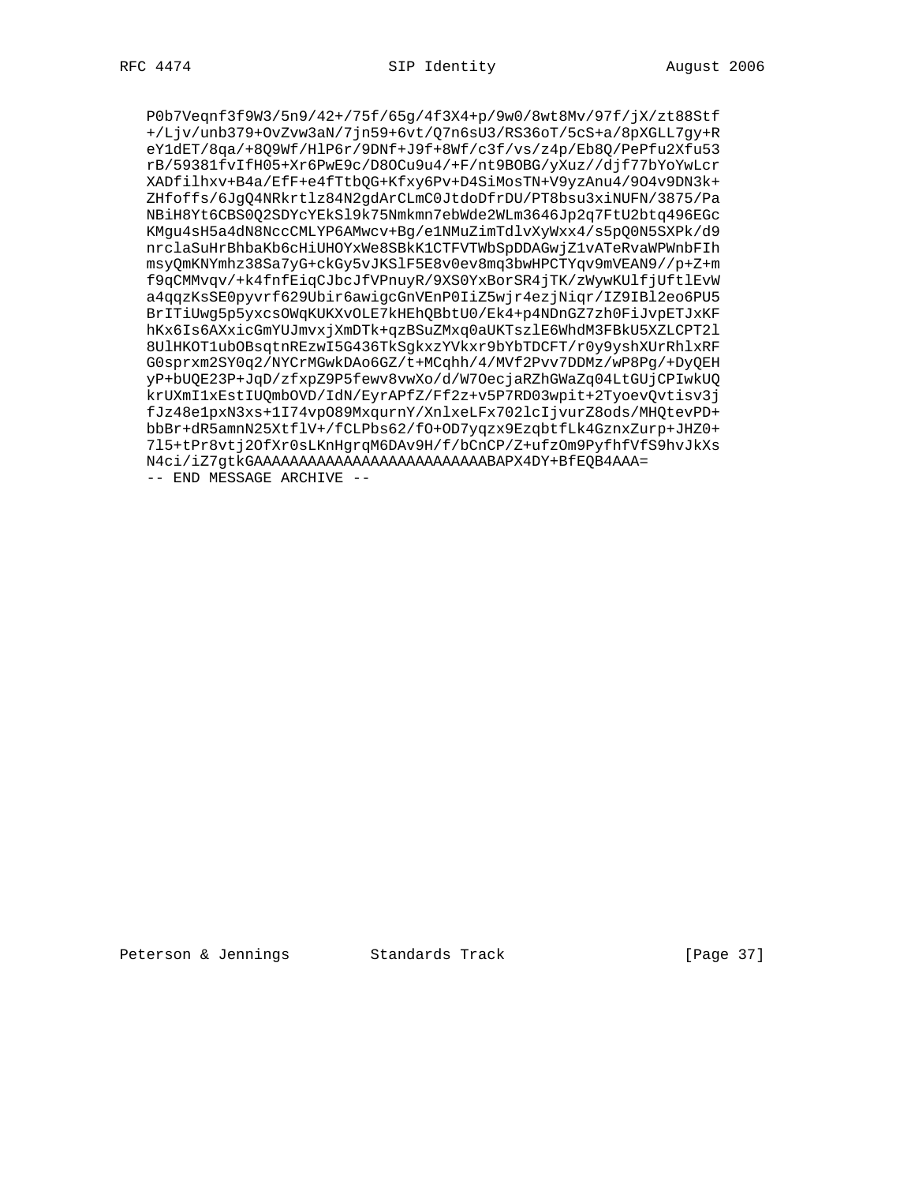```
P0b7Veqnf3f9W3/5n9/42+/75f/65g/4f3X4+p/9w0/8wt8Mv/97f/jX/zt88Stf
+/Ljv/unb379+OvZvw3aN/7jn59+6vt/Q7n6sU3/RS36oT/5cS+a/8pXGLL7gy+R
eY1dET/8qa/+8Q9Wf/HlP6r/9DNf+J9f+8Wf/c3f/vs/z4p/Eb8Q/PePfu2Xfu53
rB/59381fvIfH05+Xr6PwE9c/D8OCu9u4/+F/nt9BOBG/yXuz//djf77bYoYwLcr
XADfilhxv+B4a/EfF+e4fTtbQG+Kfxy6Pv+D4SiMosTN+V9yzAnu4/9O4v9DN3k+
ZHfoffs/6JgQ4NRkrtlz84N2gdArCLmC0JtdoDfrDU/PT8bsu3xiNUFN/3875/Pa
NBiH8Yt6CBS0Q2SDYcYEkSl9k75Nmkmn7ebWde2WLm3646Jp2q7FtU2btq496EGc
KMgu4sH5a4dN8NccCMLYP6AMwcv+Bg/e1NMuZimTdlvXyWxx4/s5pQ0N5SXPk/d9
nrclaSuHrBhbaKb6cHiUHOYxWe8SBkK1CTFVTWbSpDDAGwjZ1vATeRvaWPWnbFIh
msyQmKNYmhz38Sa7yG+ckGy5vJKSlF5E8v0ev8mq3bwHPCTYqv9mVEAN9//p+Z+m
f9qCMMvqv/+k4fnfEiqCJbcJfVPnuyR/9XS0YxBorSR4jTK/zWywKUlfjUftlEvW
a4qqzKsSE0pyvrf629Ubir6awigcGnVEnP0IiZ5wjr4ezjNiqr/IZ9IBl2eo6PU5
BrITiUwg5p5yxcsOWqKUKXvOLE7kHEhQBbtU0/Ek4+p4NDnGZ7zh0FiJvpETJxKF
hKx6Is6AXxicGmYUJmvxjXmDTk+qzBSuZMxq0aUKTszlE6WhdM3FBkU5XZLCPT2l
8UlHKOT1ubOBsqtnREzwI5G436TkSgkxzYVkxr9bYbTDCFT/r0y9yshXUrRhlxRF
G0sprxm2SY0q2/NYCrMGwkDAo6GZ/t+MCqhh/4/MVf2Pvv7DDMz/wP8Pg/+DyQEH
yP+bUQE23P+JqD/zfxpZ9P5fewv8vwXo/d/W7OecjaRZhGWaZq04LtGUjCPIwkUQ
krUXmI1xEstIUQmbOVD/IdN/EyrAPfZ/Ff2z+v5P7RD03wpit+2TyoevQvtisv3j
fJz48e1pxN3xs+1I74vpO89MxqurnY/XnlxeLFx702lcIjvurZ8ods/MHQtevPD+
bbBr+dR5amnN25XtflV+/fCLPbs62/fO+OD7yqzx9EzqbtfLk4GznxZurp+JHZ0+
7l5+tPr8vtj2OfXr0sLKnHgrqM6DAv9H/f/bCnCP/Z+ufzOm9PyfhfVfS9hvJkXs
N4ci/iZ7gtkGAAAAAAAAAAAAAAAAAAAAAAAAAAAABAPX4DY+BfEQB4AAA=
-- END MESSAGE ARCHIVE --
```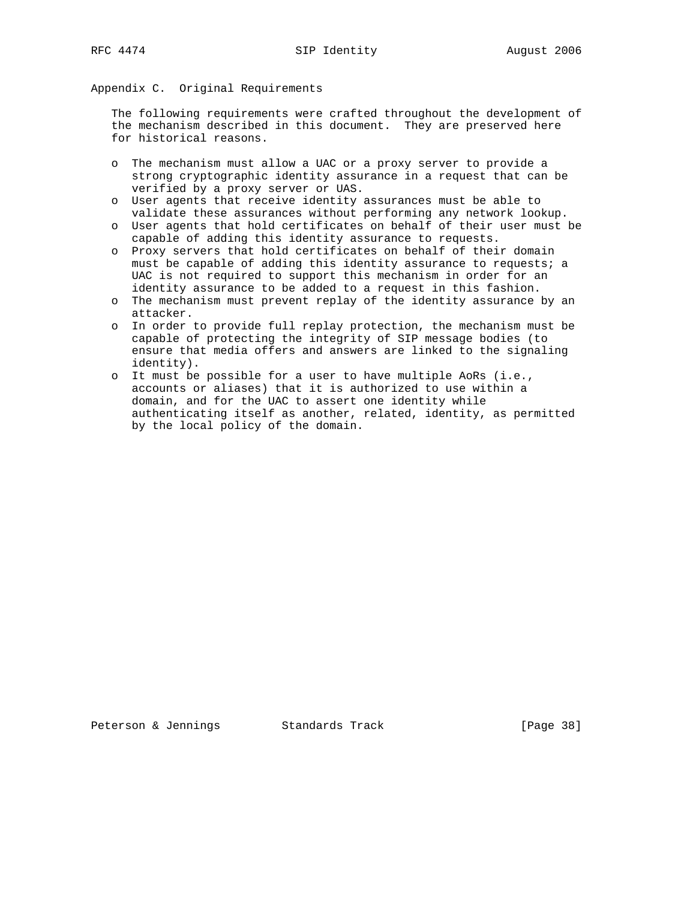## Appendix C. Original Requirements

The following requirements were crafted throughout the development of the mechanism described in this document. They are preserved here for historical reasons.

- The mechanism must allow a UAC or a proxy server to provide a strong cryptographic identity assurance in a request that can be verified by a proxy server or UAS.
- User agents that receive identity assurances must be able to validate these assurances without performing any network lookup.
- User agents that hold certificates on behalf of their user must be capable of adding this identity assurance to requests.
- Proxy servers that hold certificates on behalf of their domain must be capable of adding this identity assurance to requests; a UAC is not required to support this mechanism in order for an identity assurance to be added to a request in this fashion.
- The mechanism must prevent replay of the identity assurance by an attacker.
- In order to provide full replay protection, the mechanism must be capable of protecting the integrity of SIP message bodies (to ensure that media offers and answers are linked to the signaling identity).
- It must be possible for a user to have multiple AoRs (i.e., accounts or aliases) that it is authorized to use within a domain, and for the UAC to assert one identity while authenticating itself as another, related, identity, as permitted by the local policy of the domain.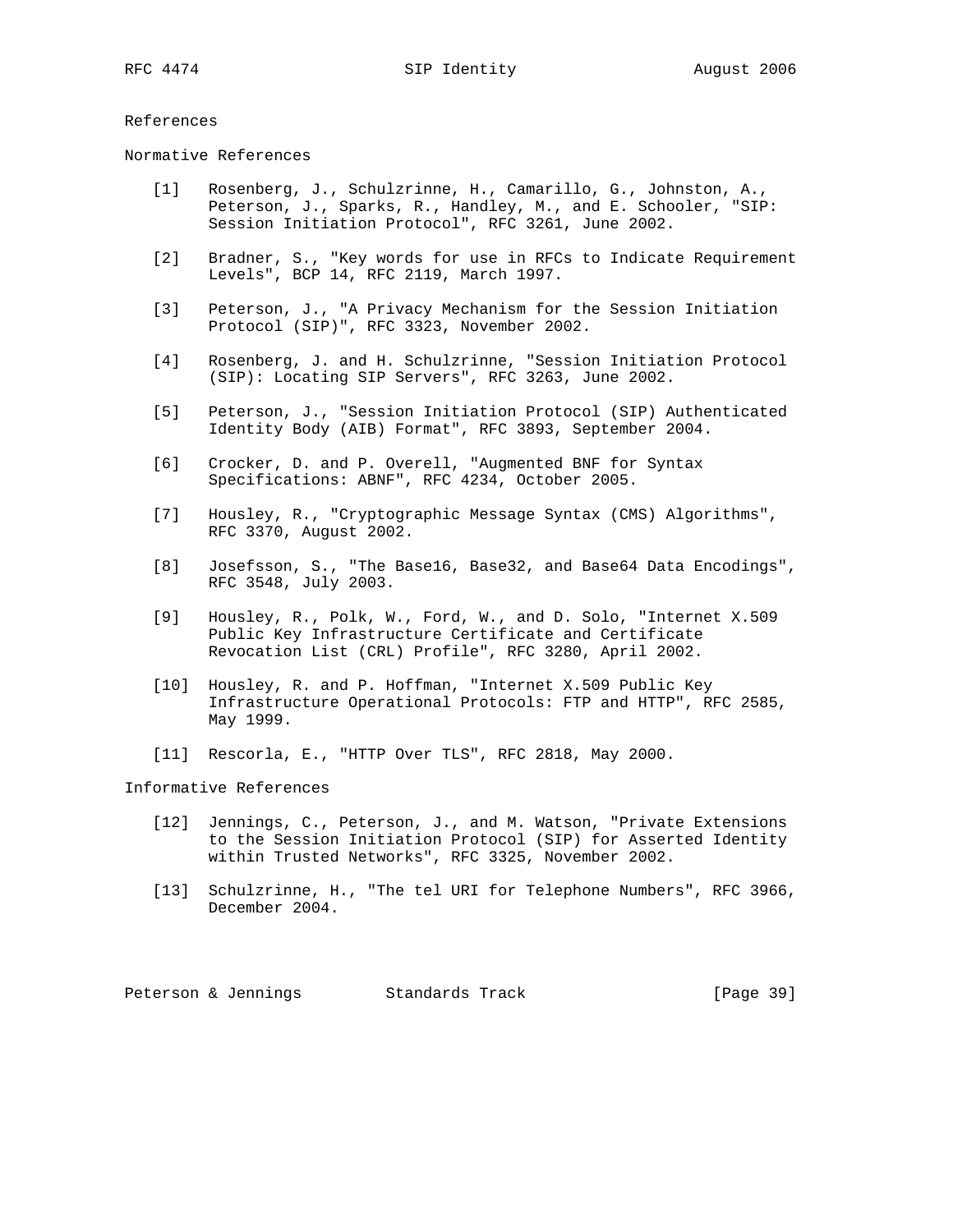## References

### Normative References

[1] Rosenberg, J., Schulzrinne, H., Camarillo, G., Johnston, A., Peterson, J., Sparks, R., Handley, M., and E. Schooler, "SIP: Session Initiation Protocol", RFC 3261, June 2002.

[2] Bradner, S., "Key words for use in RFCs to Indicate Requirement Levels", BCP 14, RFC 2119, March 1997.

[3] Peterson, J., "A Privacy Mechanism for the Session Initiation Protocol (SIP)", RFC 3323, November 2002.

[4] Rosenberg, J. and H. Schulzrinne, "Session Initiation Protocol (SIP): Locating SIP Servers", RFC 3263, June 2002.

[5] Peterson, J., "Session Initiation Protocol (SIP) Authenticated Identity Body (AIB) Format", RFC 3893, September 2004.

[6] Crocker, D. and P. Overell, "Augmented BNF for Syntax Specifications: ABNF", RFC 4234, October 2005.

[7] Housley, R., "Cryptographic Message Syntax (CMS) Algorithms", RFC 3370, August 2002.

[8] Josefsson, S., "The Base16, Base32, and Base64 Data Encodings", RFC 3548, July 2003.

[9] Housley, R., Polk, W., Ford, W., and D. Solo, "Internet X.509 Public Key Infrastructure Certificate and Certificate Revocation List (CRL) Profile", RFC 3280, April 2002.

[10] Housley, R. and P. Hoffman, "Internet X.509 Public Key Infrastructure Operational Protocols: FTP and HTTP", RFC 2585, May 1999.

[11] Rescorla, E., "HTTP Over TLS", RFC 2818, May 2000.

### Informative References

[12] Jennings, C., Peterson, J., and M. Watson, "Private Extensions to the Session Initiation Protocol (SIP) for Asserted Identity within Trusted Networks", RFC 3325, November 2002.

[13] Schulzrinne, H., "The tel URI for Telephone Numbers", RFC 3966, December 2004.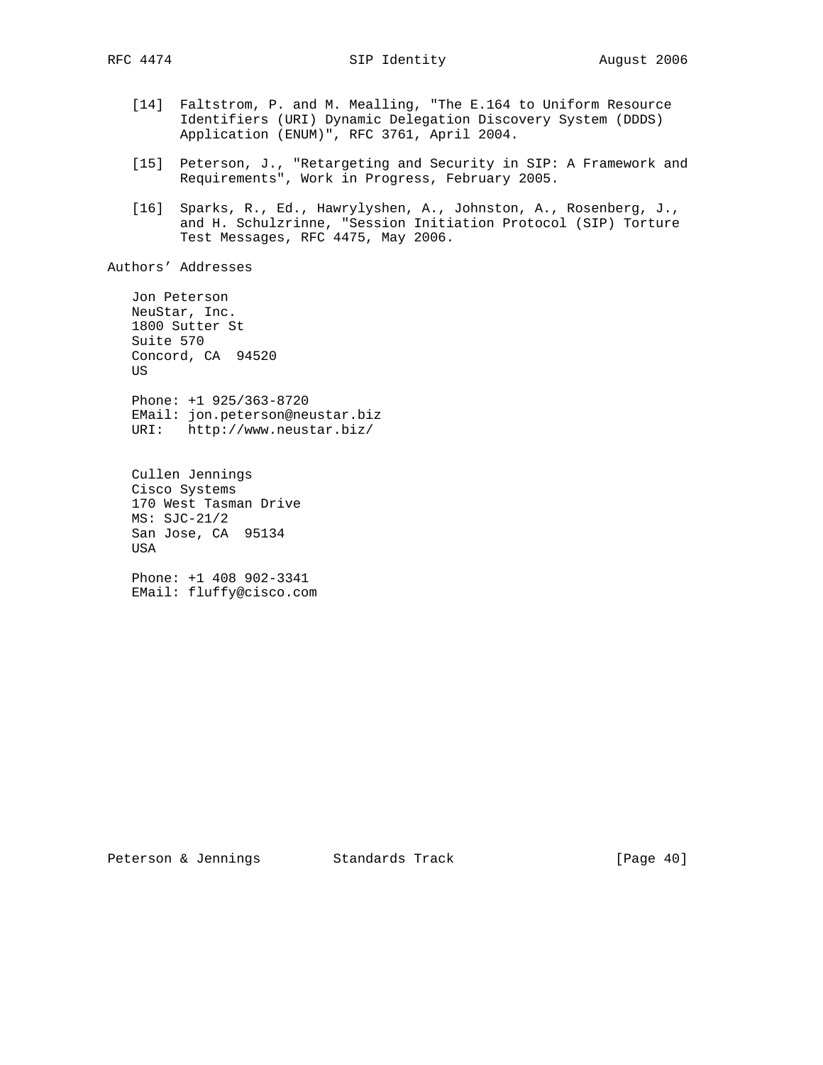[14] Faltstrom, P. and M. Mealling, "The E.164 to Uniform Resource Identifiers (URI) Dynamic Delegation Discovery System (DDDS) Application (ENUM)", RFC 3761, April 2004.

[15] Peterson, J., "Retargeting and Security in SIP: A Framework and Requirements", Work in Progress, February 2005.

[16] Sparks, R., Ed., Hawrylyshen, A., Johnston, A., Rosenberg, J., and H. Schulzrinne, "Session Initiation Protocol (SIP) Torture Test Messages, RFC 4475, May 2006.

## Authors' Addresses

Jon Peterson
NeuStar, Inc.
1800 Sutter St
Suite 570
Concord, CA  94520
US

Phone: +1 925/363-8720
EMail: jon.peterson@neustar.biz
URI:   http://www.neustar.biz/

Cullen Jennings
Cisco Systems
170 West Tasman Drive
MS: SJC-21/2
San Jose, CA  95134
USA

Phone: +1 408 902-3341
EMail: fluffy@cisco.com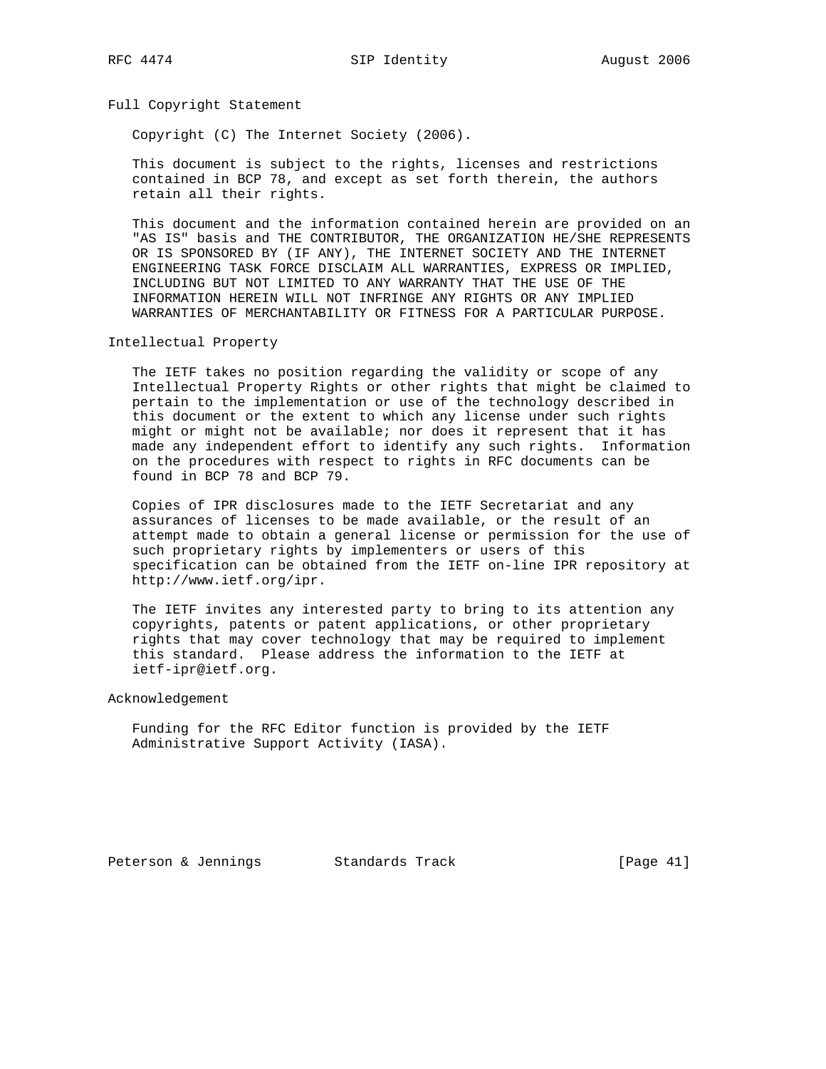## Full Copyright Statement

Copyright (C) The Internet Society (2006).

This document is subject to the rights, licenses and restrictions contained in BCP 78, and except as set forth therein, the authors retain all their rights.

This document and the information contained herein are provided on an "AS IS" basis and THE CONTRIBUTOR, THE ORGANIZATION HE/SHE REPRESENTS OR IS SPONSORED BY (IF ANY), THE INTERNET SOCIETY AND THE INTERNET ENGINEERING TASK FORCE DISCLAIM ALL WARRANTIES, EXPRESS OR IMPLIED, INCLUDING BUT NOT LIMITED TO ANY WARRANTY THAT THE USE OF THE INFORMATION HEREIN WILL NOT INFRINGE ANY RIGHTS OR ANY IMPLIED WARRANTIES OF MERCHANTABILITY OR FITNESS FOR A PARTICULAR PURPOSE.

## Intellectual Property

The IETF takes no position regarding the validity or scope of any Intellectual Property Rights or other rights that might be claimed to pertain to the implementation or use of the technology described in this document or the extent to which any license under such rights might or might not be available; nor does it represent that it has made any independent effort to identify any such rights. Information on the procedures with respect to rights in RFC documents can be found in BCP 78 and BCP 79.

Copies of IPR disclosures made to the IETF Secretariat and any assurances of licenses to be made available, or the result of an attempt made to obtain a general license or permission for the use of such proprietary rights by implementers or users of this specification can be obtained from the IETF on-line IPR repository at http://www.ietf.org/ipr.

The IETF invites any interested party to bring to its attention any copyrights, patents or patent applications, or other proprietary rights that may cover technology that may be required to implement this standard. Please address the information to the IETF at ietf-ipr@ietf.org.

## Acknowledgement

Funding for the RFC Editor function is provided by the IETF Administrative Support Activity (IASA).